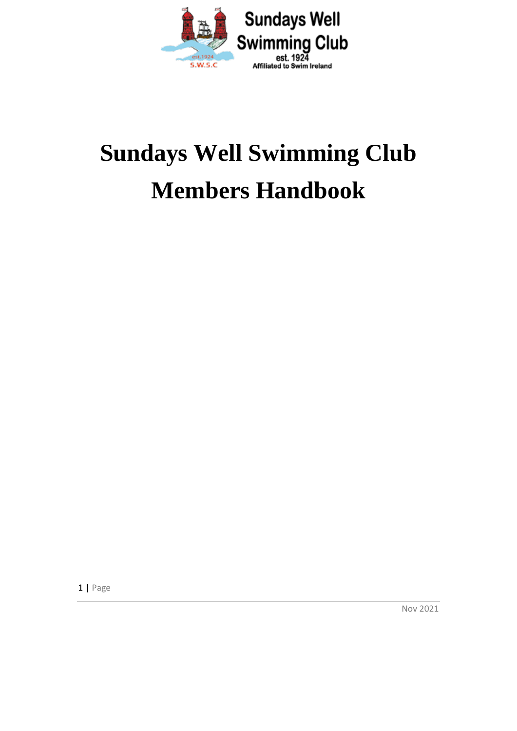# Sundays Well Swimming Club Members Handbook

Nov 2021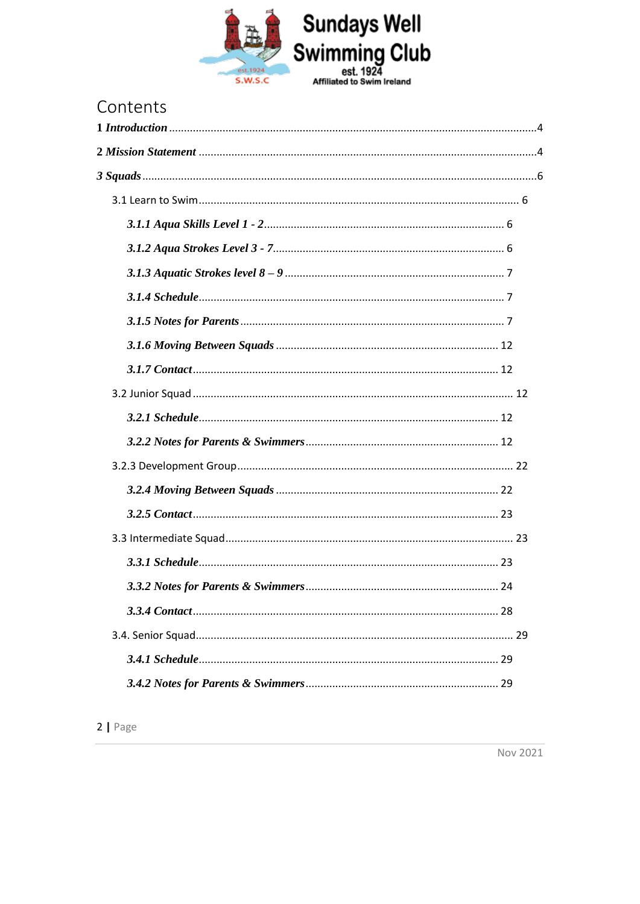Sundays Well Swimming Club
est. 1924
Affiliated to Swim Ireland

# Contents

**1 *Introduction*** ....4

**2 *Mission Statement*** ....4

**3 *Squads*** ....6

- 3.1 Learn to Swim .... 6
  - ***3.1.1 Aqua Skills Level 1 - 2*** .... 6
  - ***3.1.2 Aqua Strokes Level 3 - 7*** .... 6
  - ***3.1.3 Aquatic Strokes level 8 – 9*** .... 7
  - ***3.1.4 Schedule*** .... 7
  - ***3.1.5 Notes for Parents*** .... 7
  - ***3.1.6 Moving Between Squads*** .... 12
  - ***3.1.7 Contact*** .... 12
- 3.2 Junior Squad .... 12
  - ***3.2.1 Schedule*** .... 12
  - ***3.2.2 Notes for Parents & Swimmers*** .... 12
- 3.2.3 Development Group .... 22
  - ***3.2.4 Moving Between Squads*** .... 22
  - ***3.2.5 Contact*** .... 23
- 3.3 Intermediate Squad .... 23
  - ***3.3.1 Schedule*** .... 23
  - ***3.3.2 Notes for Parents & Swimmers*** .... 24
  - ***3.3.4 Contact*** .... 28
- 3.4. Senior Squad .... 29
  - ***3.4.1 Schedule*** .... 29
  - ***3.4.2 Notes for Parents & Swimmers*** .... 29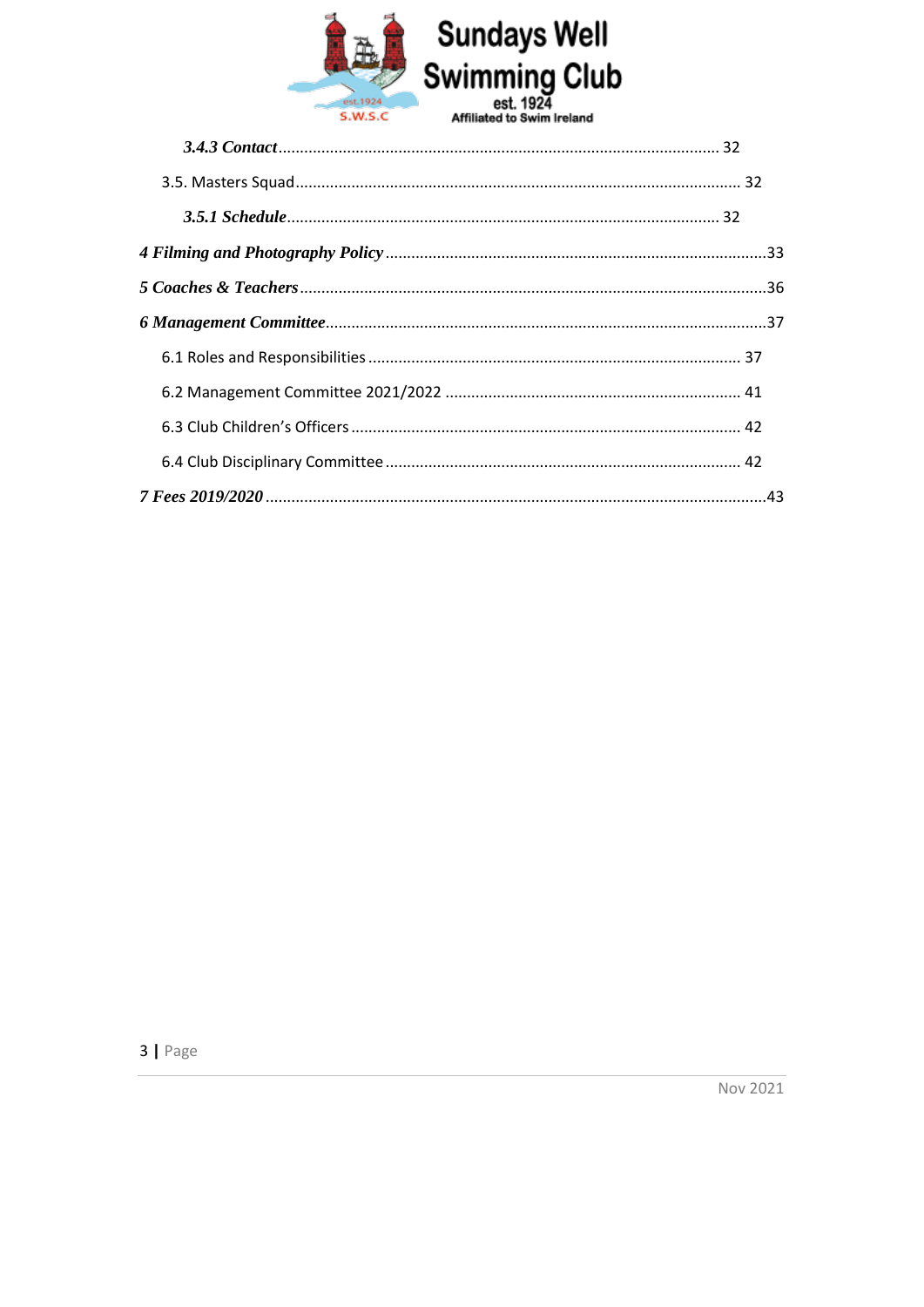*3.4.3 Contact* .......................................................................................................... 32

3.5. Masters Squad ........................................................................................................ 32

*3.5.1 Schedule* .......................................................................................................... 32

*4 Filming and Photography Policy* ........................................................................................33

*5 Coaches & Teachers* ..........................................................................................................36

*6 Management Committee* .....................................................................................................37

6.1 Roles and Responsibilities ...................................................................................... 37

6.2 Management Committee 2021/2022 .................................................................... 41

6.3 Club Children's Officers .......................................................................................... 42

6.4 Club Disciplinary Committee .................................................................................. 42

*7 Fees 2019/2020* ....................................................................................................................43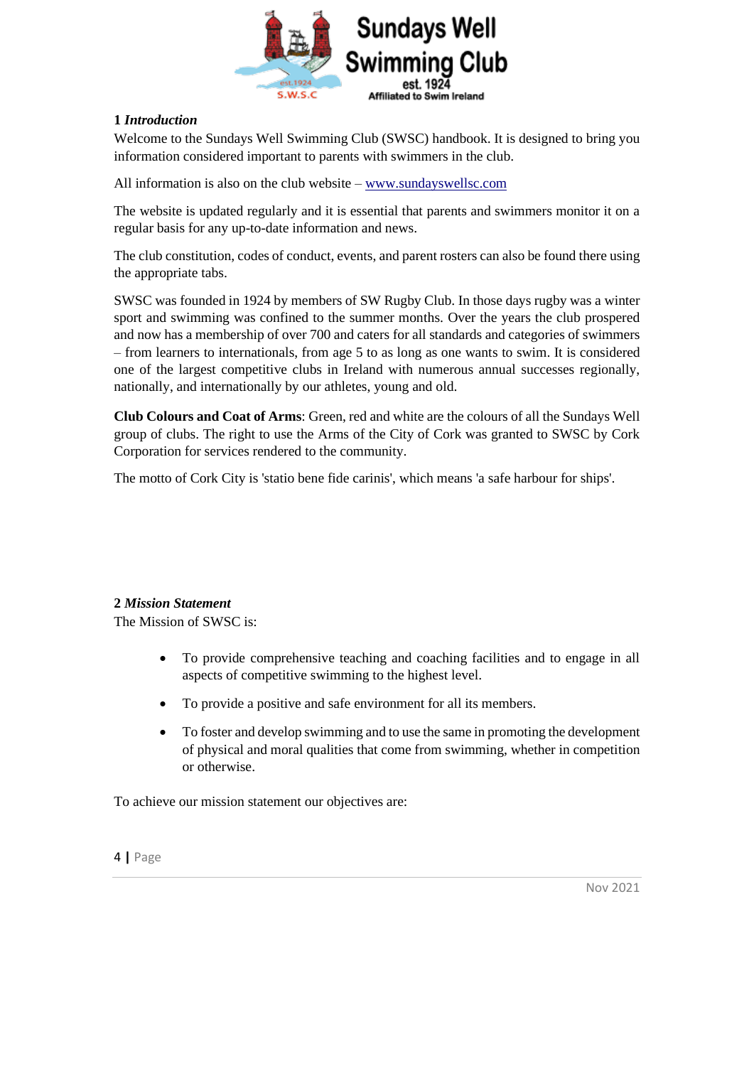## 1 *Introduction*

Welcome to the Sundays Well Swimming Club (SWSC) handbook. It is designed to bring you information considered important to parents with swimmers in the club.

All information is also on the club website – www.sundayswellsc.com

The website is updated regularly and it is essential that parents and swimmers monitor it on a regular basis for any up-to-date information and news.

The club constitution, codes of conduct, events, and parent rosters can also be found there using the appropriate tabs.

SWSC was founded in 1924 by members of SW Rugby Club. In those days rugby was a winter sport and swimming was confined to the summer months. Over the years the club prospered and now has a membership of over 700 and caters for all standards and categories of swimmers – from learners to internationals, from age 5 to as long as one wants to swim. It is considered one of the largest competitive clubs in Ireland with numerous annual successes regionally, nationally, and internationally by our athletes, young and old.

**Club Colours and Coat of Arms**: Green, red and white are the colours of all the Sundays Well group of clubs. The right to use the Arms of the City of Cork was granted to SWSC by Cork Corporation for services rendered to the community.

The motto of Cork City is 'statio bene fide carinis', which means 'a safe harbour for ships'.

## 2 *Mission Statement*

The Mission of SWSC is:

- To provide comprehensive teaching and coaching facilities and to engage in all aspects of competitive swimming to the highest level.
- To provide a positive and safe environment for all its members.
- To foster and develop swimming and to use the same in promoting the development of physical and moral qualities that come from swimming, whether in competition or otherwise.

To achieve our mission statement our objectives are: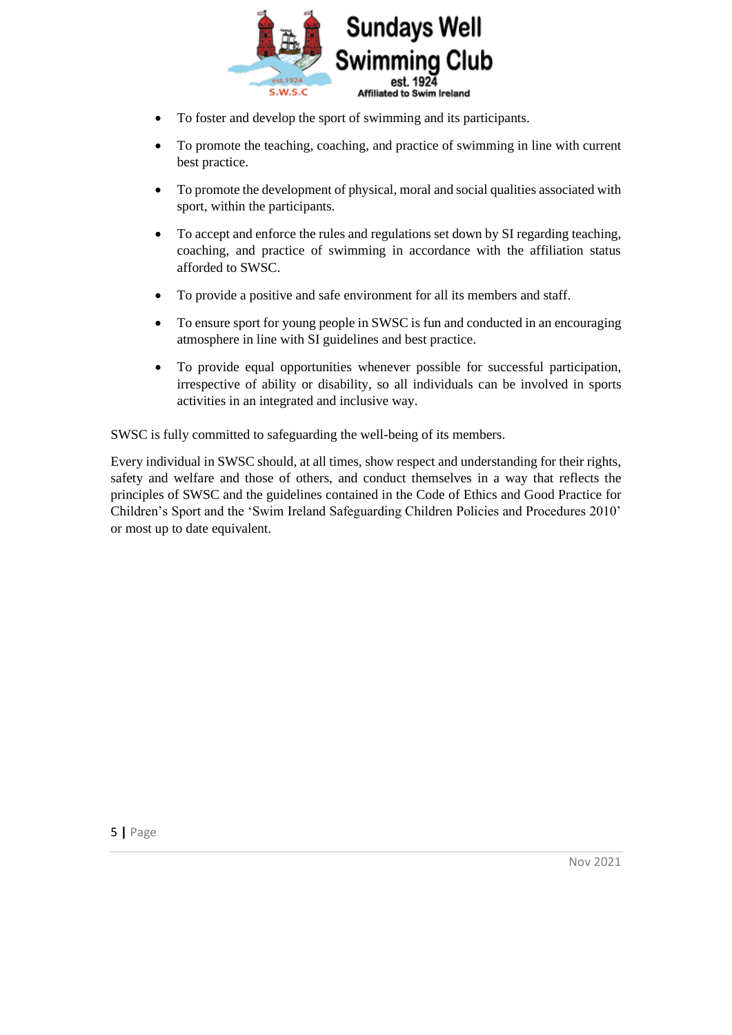- To foster and develop the sport of swimming and its participants.
- To promote the teaching, coaching, and practice of swimming in line with current best practice.
- To promote the development of physical, moral and social qualities associated with sport, within the participants.
- To accept and enforce the rules and regulations set down by SI regarding teaching, coaching, and practice of swimming in accordance with the affiliation status afforded to SWSC.
- To provide a positive and safe environment for all its members and staff.
- To ensure sport for young people in SWSC is fun and conducted in an encouraging atmosphere in line with SI guidelines and best practice.
- To provide equal opportunities whenever possible for successful participation, irrespective of ability or disability, so all individuals can be involved in sports activities in an integrated and inclusive way.

SWSC is fully committed to safeguarding the well-being of its members.

Every individual in SWSC should, at all times, show respect and understanding for their rights, safety and welfare and those of others, and conduct themselves in a way that reflects the principles of SWSC and the guidelines contained in the Code of Ethics and Good Practice for Children's Sport and the 'Swim Ireland Safeguarding Children Policies and Procedures 2010' or most up to date equivalent.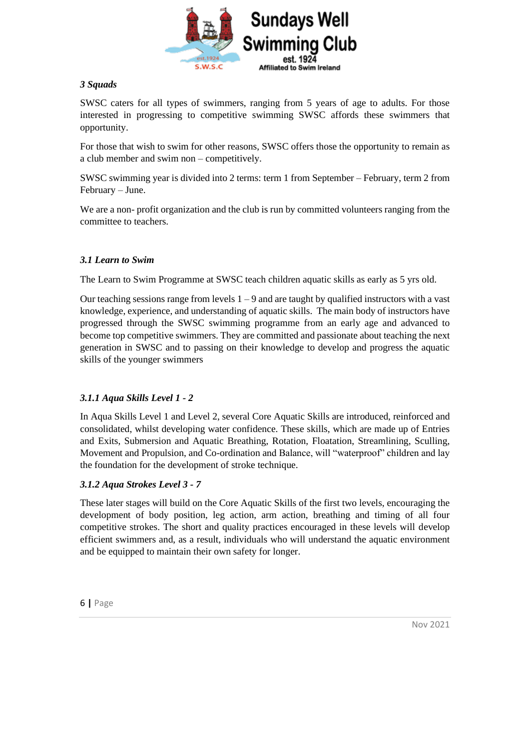## *3 Squads*

SWSC caters for all types of swimmers, ranging from 5 years of age to adults. For those interested in progressing to competitive swimming SWSC affords these swimmers that opportunity.

For those that wish to swim for other reasons, SWSC offers those the opportunity to remain as a club member and swim non – competitively.

SWSC swimming year is divided into 2 terms: term 1 from September – February, term 2 from February – June.

We are a non- profit organization and the club is run by committed volunteers ranging from the committee to teachers.

### *3.1 Learn to Swim*

The Learn to Swim Programme at SWSC teach children aquatic skills as early as 5 yrs old.

Our teaching sessions range from levels 1 – 9 and are taught by qualified instructors with a vast knowledge, experience, and understanding of aquatic skills. The main body of instructors have progressed through the SWSC swimming programme from an early age and advanced to become top competitive swimmers. They are committed and passionate about teaching the next generation in SWSC and to passing on their knowledge to develop and progress the aquatic skills of the younger swimmers

#### *3.1.1 Aqua Skills Level 1 - 2*

In Aqua Skills Level 1 and Level 2, several Core Aquatic Skills are introduced, reinforced and consolidated, whilst developing water confidence. These skills, which are made up of Entries and Exits, Submersion and Aquatic Breathing, Rotation, Floatation, Streamlining, Sculling, Movement and Propulsion, and Co-ordination and Balance, will "waterproof" children and lay the foundation for the development of stroke technique.

#### *3.1.2 Aqua Strokes Level 3 - 7*

These later stages will build on the Core Aquatic Skills of the first two levels, encouraging the development of body position, leg action, arm action, breathing and timing of all four competitive strokes. The short and quality practices encouraged in these levels will develop efficient swimmers and, as a result, individuals who will understand the aquatic environment and be equipped to maintain their own safety for longer.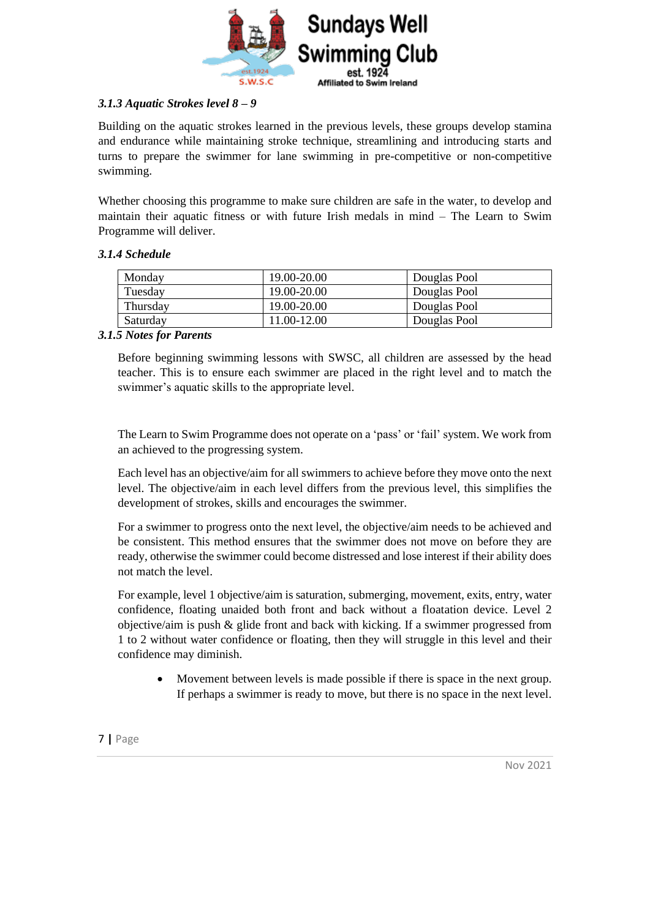### *3.1.3 Aquatic Strokes level 8 – 9*

Building on the aquatic strokes learned in the previous levels, these groups develop stamina and endurance while maintaining stroke technique, streamlining and introducing starts and turns to prepare the swimmer for lane swimming in pre-competitive or non-competitive swimming.

Whether choosing this programme to make sure children are safe in the water, to develop and maintain their aquatic fitness or with future Irish medals in mind – The Learn to Swim Programme will deliver.

### *3.1.4 Schedule*

| | | |
|---|---|---|
| Monday | 19.00-20.00 | Douglas Pool |
| Tuesday | 19.00-20.00 | Douglas Pool |
| Thursday | 19.00-20.00 | Douglas Pool |
| Saturday | 11.00-12.00 | Douglas Pool |

### *3.1.5 Notes for Parents*

Before beginning swimming lessons with SWSC, all children are assessed by the head teacher. This is to ensure each swimmer are placed in the right level and to match the swimmer's aquatic skills to the appropriate level.

The Learn to Swim Programme does not operate on a 'pass' or 'fail' system. We work from an achieved to the progressing system.

Each level has an objective/aim for all swimmers to achieve before they move onto the next level. The objective/aim in each level differs from the previous level, this simplifies the development of strokes, skills and encourages the swimmer.

For a swimmer to progress onto the next level, the objective/aim needs to be achieved and be consistent. This method ensures that the swimmer does not move on before they are ready, otherwise the swimmer could become distressed and lose interest if their ability does not match the level.

For example, level 1 objective/aim is saturation, submerging, movement, exits, entry, water confidence, floating unaided both front and back without a floatation device. Level 2 objective/aim is push & glide front and back with kicking. If a swimmer progressed from 1 to 2 without water confidence or floating, then they will struggle in this level and their confidence may diminish.

- Movement between levels is made possible if there is space in the next group. If perhaps a swimmer is ready to move, but there is no space in the next level.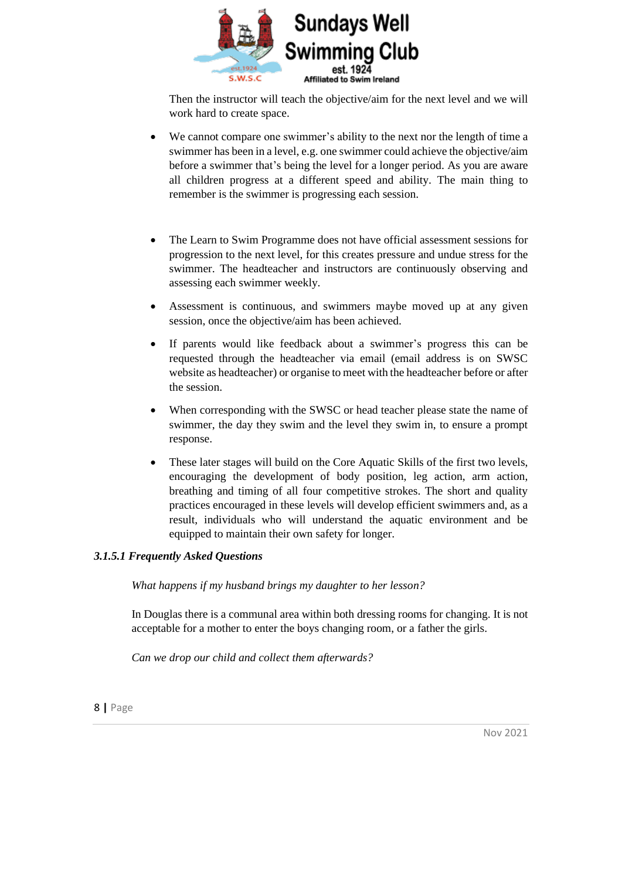Then the instructor will teach the objective/aim for the next level and we will work hard to create space.

- We cannot compare one swimmer's ability to the next nor the length of time a swimmer has been in a level, e.g. one swimmer could achieve the objective/aim before a swimmer that's being the level for a longer period. As you are aware all children progress at a different speed and ability. The main thing to remember is the swimmer is progressing each session.

- The Learn to Swim Programme does not have official assessment sessions for progression to the next level, for this creates pressure and undue stress for the swimmer. The headteacher and instructors are continuously observing and assessing each swimmer weekly.
- Assessment is continuous, and swimmers maybe moved up at any given session, once the objective/aim has been achieved.
- If parents would like feedback about a swimmer's progress this can be requested through the headteacher via email (email address is on SWSC website as headteacher) or organise to meet with the headteacher before or after the session.
- When corresponding with the SWSC or head teacher please state the name of swimmer, the day they swim and the level they swim in, to ensure a prompt response.
- These later stages will build on the Core Aquatic Skills of the first two levels, encouraging the development of body position, leg action, arm action, breathing and timing of all four competitive strokes. The short and quality practices encouraged in these levels will develop efficient swimmers and, as a result, individuals who will understand the aquatic environment and be equipped to maintain their own safety for longer.

#### *3.1.5.1 Frequently Asked Questions*

*What happens if my husband brings my daughter to her lesson?*

In Douglas there is a communal area within both dressing rooms for changing. It is not acceptable for a mother to enter the boys changing room, or a father the girls.

*Can we drop our child and collect them afterwards?*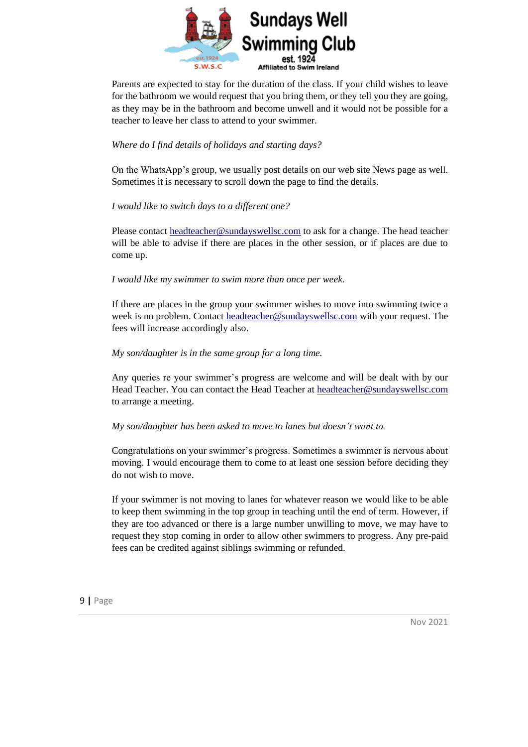Parents are expected to stay for the duration of the class. If your child wishes to leave for the bathroom we would request that you bring them, or they tell you they are going, as they may be in the bathroom and become unwell and it would not be possible for a teacher to leave her class to attend to your swimmer.

*Where do I find details of holidays and starting days?*

On the WhatsApp's group, we usually post details on our web site News page as well. Sometimes it is necessary to scroll down the page to find the details.

*I would like to switch days to a different one?*

Please contact headteacher@sundayswellsc.com to ask for a change. The head teacher will be able to advise if there are places in the other session, or if places are due to come up.

*I would like my swimmer to swim more than once per week.*

If there are places in the group your swimmer wishes to move into swimming twice a week is no problem. Contact headteacher@sundayswellsc.com with your request. The fees will increase accordingly also.

*My son/daughter is in the same group for a long time.*

Any queries re your swimmer's progress are welcome and will be dealt with by our Head Teacher. You can contact the Head Teacher at headteacher@sundayswellsc.com to arrange a meeting.

*My son/daughter has been asked to move to lanes but doesn't want to.*

Congratulations on your swimmer's progress. Sometimes a swimmer is nervous about moving. I would encourage them to come to at least one session before deciding they do not wish to move.

If your swimmer is not moving to lanes for whatever reason we would like to be able to keep them swimming in the top group in teaching until the end of term. However, if they are too advanced or there is a large number unwilling to move, we may have to request they stop coming in order to allow other swimmers to progress. Any pre-paid fees can be credited against siblings swimming or refunded.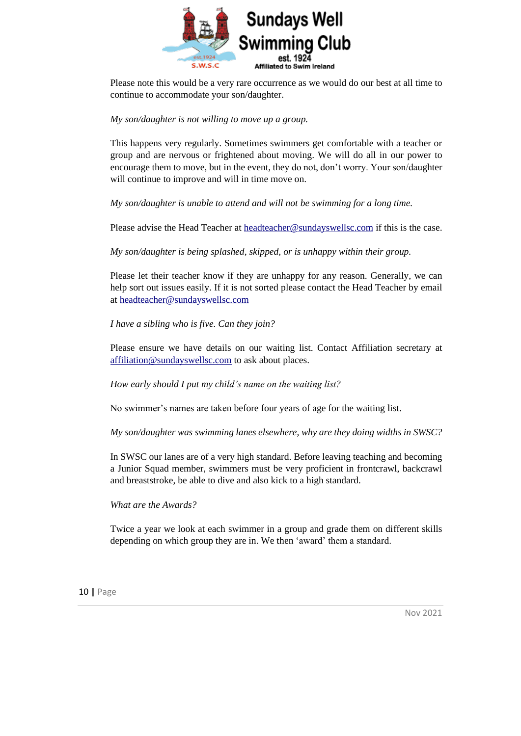Please note this would be a very rare occurrence as we would do our best at all time to continue to accommodate your son/daughter.

*My son/daughter is not willing to move up a group.*

This happens very regularly. Sometimes swimmers get comfortable with a teacher or group and are nervous or frightened about moving. We will do all in our power to encourage them to move, but in the event, they do not, don't worry. Your son/daughter will continue to improve and will in time move on.

*My son/daughter is unable to attend and will not be swimming for a long time.*

Please advise the Head Teacher at headteacher@sundayswellsc.com if this is the case.

*My son/daughter is being splashed, skipped, or is unhappy within their group.*

Please let their teacher know if they are unhappy for any reason. Generally, we can help sort out issues easily. If it is not sorted please contact the Head Teacher by email at headteacher@sundayswellsc.com

*I have a sibling who is five. Can they join?*

Please ensure we have details on our waiting list. Contact Affiliation secretary at affiliation@sundayswellsc.com to ask about places.

*How early should I put my child's name on the waiting list?*

No swimmer's names are taken before four years of age for the waiting list.

*My son/daughter was swimming lanes elsewhere, why are they doing widths in SWSC?*

In SWSC our lanes are of a very high standard. Before leaving teaching and becoming a Junior Squad member, swimmers must be very proficient in frontcrawl, backcrawl and breaststroke, be able to dive and also kick to a high standard.

*What are the Awards?*

Twice a year we look at each swimmer in a group and grade them on different skills depending on which group they are in. We then 'award' them a standard.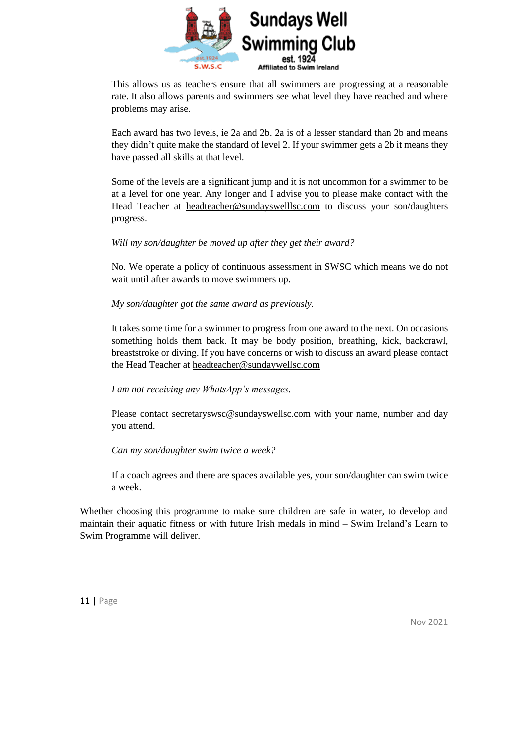This allows us as teachers ensure that all swimmers are progressing at a reasonable rate. It also allows parents and swimmers see what level they have reached and where problems may arise.

Each award has two levels, ie 2a and 2b. 2a is of a lesser standard than 2b and means they didn't quite make the standard of level 2. If your swimmer gets a 2b it means they have passed all skills at that level.

Some of the levels are a significant jump and it is not uncommon for a swimmer to be at a level for one year. Any longer and I advise you to please make contact with the Head Teacher at headteacher@sundayswelllsc.com to discuss your son/daughters progress.

*Will my son/daughter be moved up after they get their award?*

No. We operate a policy of continuous assessment in SWSC which means we do not wait until after awards to move swimmers up.

*My son/daughter got the same award as previously.*

It takes some time for a swimmer to progress from one award to the next. On occasions something holds them back. It may be body position, breathing, kick, backcrawl, breaststroke or diving. If you have concerns or wish to discuss an award please contact the Head Teacher at headteacher@sundaywellsc.com

*I am not receiving any WhatsApp's messages.*

Please contact secretaryswsc@sundayswellsc.com with your name, number and day you attend.

*Can my son/daughter swim twice a week?*

If a coach agrees and there are spaces available yes, your son/daughter can swim twice a week.

Whether choosing this programme to make sure children are safe in water, to develop and maintain their aquatic fitness or with future Irish medals in mind – Swim Ireland's Learn to Swim Programme will deliver.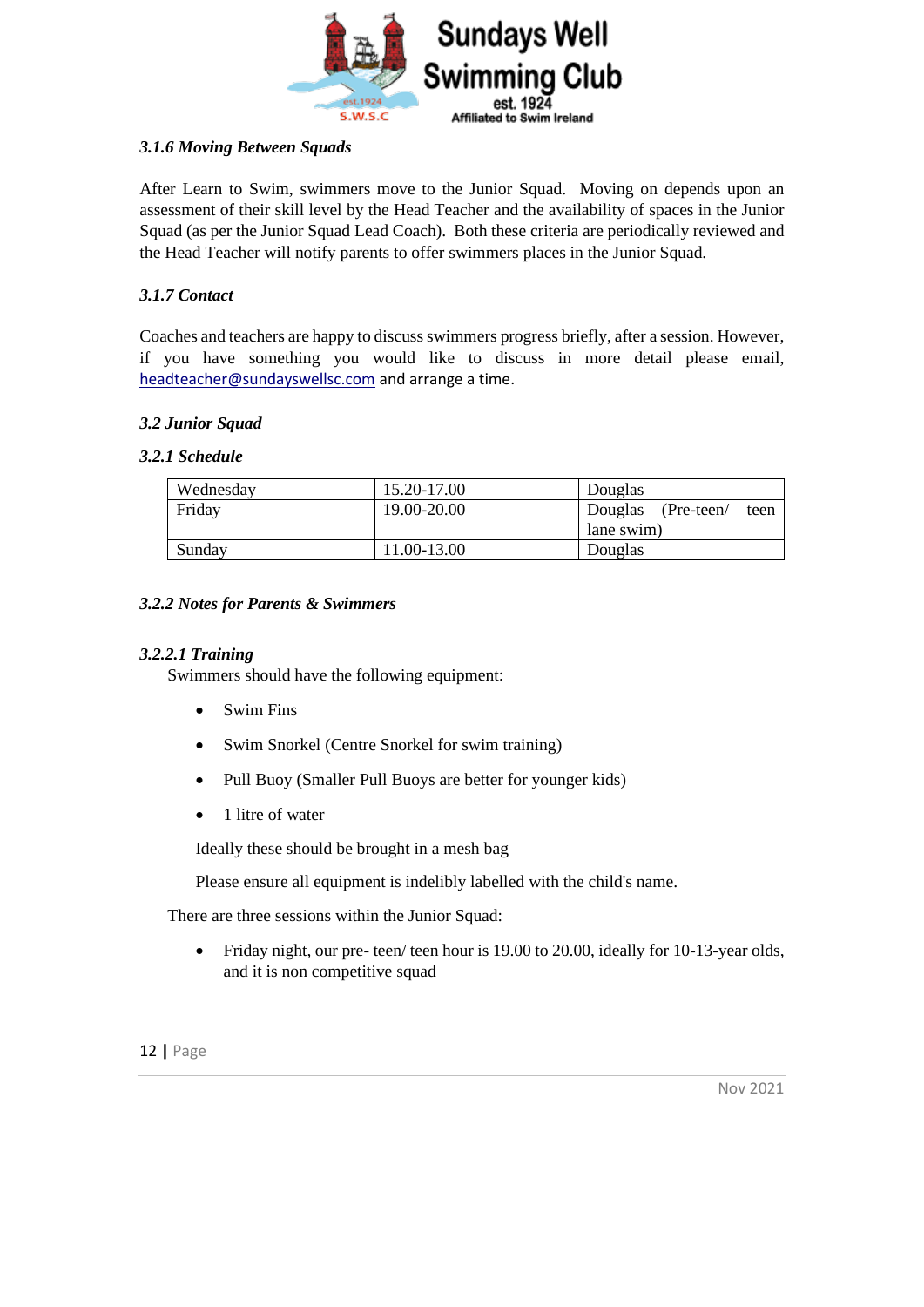### *3.1.6 Moving Between Squads*

After Learn to Swim, swimmers move to the Junior Squad. Moving on depends upon an assessment of their skill level by the Head Teacher and the availability of spaces in the Junior Squad (as per the Junior Squad Lead Coach). Both these criteria are periodically reviewed and the Head Teacher will notify parents to offer swimmers places in the Junior Squad.

### *3.1.7 Contact*

Coaches and teachers are happy to discuss swimmers progress briefly, after a session. However, if you have something you would like to discuss in more detail please email, headteacher@sundayswellsc.com and arrange a time.

## *3.2 Junior Squad*

### *3.2.1 Schedule*

| | | |
|---|---|---|
| Wednesday | 15.20-17.00 | Douglas |
| Friday | 19.00-20.00 | Douglas (Pre-teen/ teen lane swim) |
| Sunday | 11.00-13.00 | Douglas |

### *3.2.2 Notes for Parents & Swimmers*

#### *3.2.2.1 Training*

Swimmers should have the following equipment:

- Swim Fins
- Swim Snorkel (Centre Snorkel for swim training)
- Pull Buoy (Smaller Pull Buoys are better for younger kids)
- 1 litre of water

Ideally these should be brought in a mesh bag

Please ensure all equipment is indelibly labelled with the child's name.

There are three sessions within the Junior Squad:

- Friday night, our pre- teen/ teen hour is 19.00 to 20.00, ideally for 10-13-year olds, and it is non competitive squad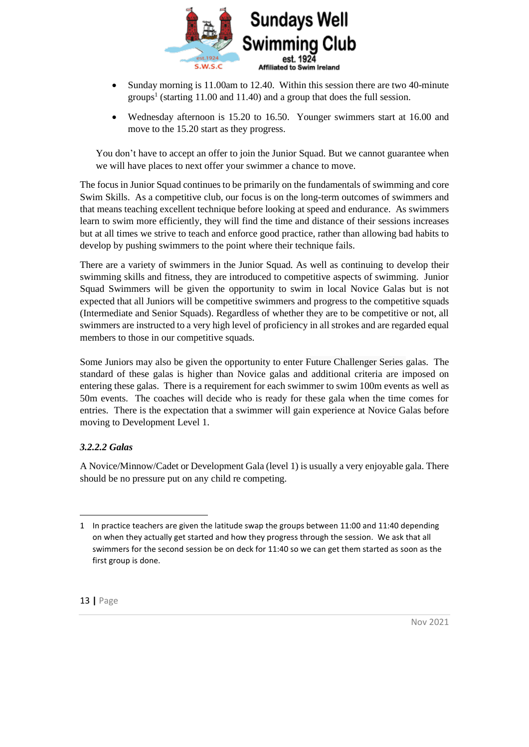- Sunday morning is 11.00am to 12.40. Within this session there are two 40-minute groups[1] (starting 11.00 and 11.40) and a group that does the full session.
- Wednesday afternoon is 15.20 to 16.50. Younger swimmers start at 16.00 and move to the 15.20 start as they progress.

You don't have to accept an offer to join the Junior Squad. But we cannot guarantee when we will have places to next offer your swimmer a chance to move.

The focus in Junior Squad continues to be primarily on the fundamentals of swimming and core Swim Skills. As a competitive club, our focus is on the long-term outcomes of swimmers and that means teaching excellent technique before looking at speed and endurance. As swimmers learn to swim more efficiently, they will find the time and distance of their sessions increases but at all times we strive to teach and enforce good practice, rather than allowing bad habits to develop by pushing swimmers to the point where their technique fails.

There are a variety of swimmers in the Junior Squad. As well as continuing to develop their swimming skills and fitness, they are introduced to competitive aspects of swimming. Junior Squad Swimmers will be given the opportunity to swim in local Novice Galas but is not expected that all Juniors will be competitive swimmers and progress to the competitive squads (Intermediate and Senior Squads). Regardless of whether they are to be competitive or not, all swimmers are instructed to a very high level of proficiency in all strokes and are regarded equal members to those in our competitive squads.

Some Juniors may also be given the opportunity to enter Future Challenger Series galas. The standard of these galas is higher than Novice galas and additional criteria are imposed on entering these galas. There is a requirement for each swimmer to swim 100m events as well as 50m events. The coaches will decide who is ready for these gala when the time comes for entries. There is the expectation that a swimmer will gain experience at Novice Galas before moving to Development Level 1.

#### *3.2.2.2 Galas*

A Novice/Minnow/Cadet or Development Gala (level 1) is usually a very enjoyable gala. There should be no pressure put on any child re competing.

---

1 In practice teachers are given the latitude swap the groups between 11:00 and 11:40 depending on when they actually get started and how they progress through the session. We ask that all swimmers for the second session be on deck for 11:40 so we can get them started as soon as the first group is done.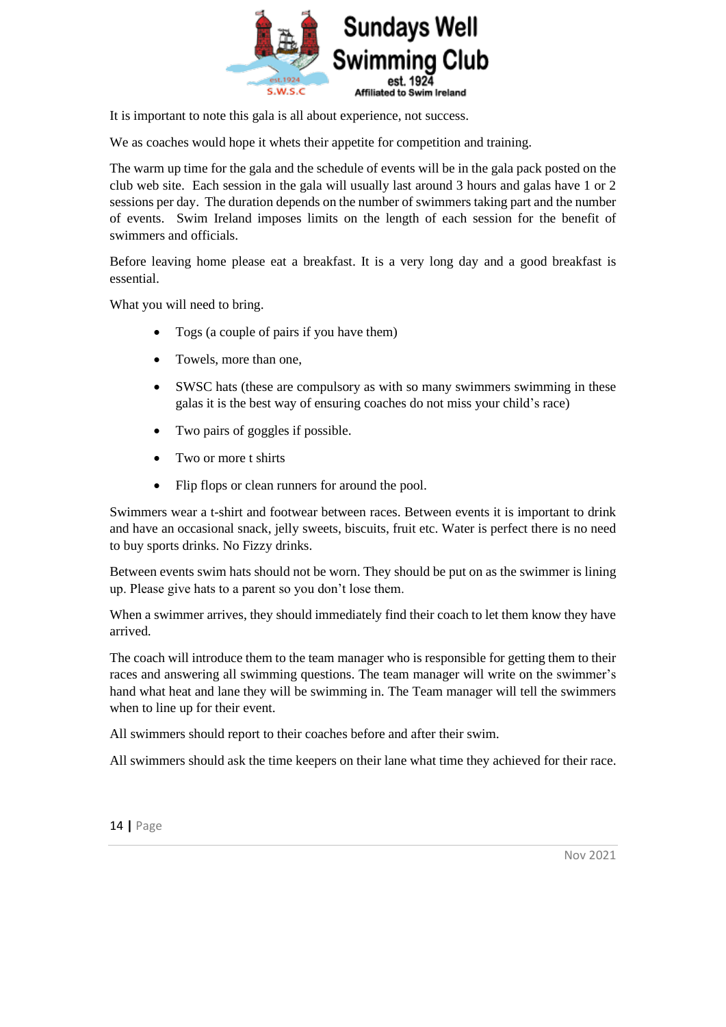It is important to note this gala is all about experience, not success.

We as coaches would hope it whets their appetite for competition and training.

The warm up time for the gala and the schedule of events will be in the gala pack posted on the club web site. Each session in the gala will usually last around 3 hours and galas have 1 or 2 sessions per day. The duration depends on the number of swimmers taking part and the number of events. Swim Ireland imposes limits on the length of each session for the benefit of swimmers and officials.

Before leaving home please eat a breakfast. It is a very long day and a good breakfast is essential.

What you will need to bring.

- Togs (a couple of pairs if you have them)
- Towels, more than one,
- SWSC hats (these are compulsory as with so many swimmers swimming in these galas it is the best way of ensuring coaches do not miss your child's race)
- Two pairs of goggles if possible.
- Two or more t shirts
- Flip flops or clean runners for around the pool.

Swimmers wear a t-shirt and footwear between races. Between events it is important to drink and have an occasional snack, jelly sweets, biscuits, fruit etc. Water is perfect there is no need to buy sports drinks. No Fizzy drinks.

Between events swim hats should not be worn. They should be put on as the swimmer is lining up. Please give hats to a parent so you don't lose them.

When a swimmer arrives, they should immediately find their coach to let them know they have arrived.

The coach will introduce them to the team manager who is responsible for getting them to their races and answering all swimming questions. The team manager will write on the swimmer's hand what heat and lane they will be swimming in. The Team manager will tell the swimmers when to line up for their event.

All swimmers should report to their coaches before and after their swim.

All swimmers should ask the time keepers on their lane what time they achieved for their race.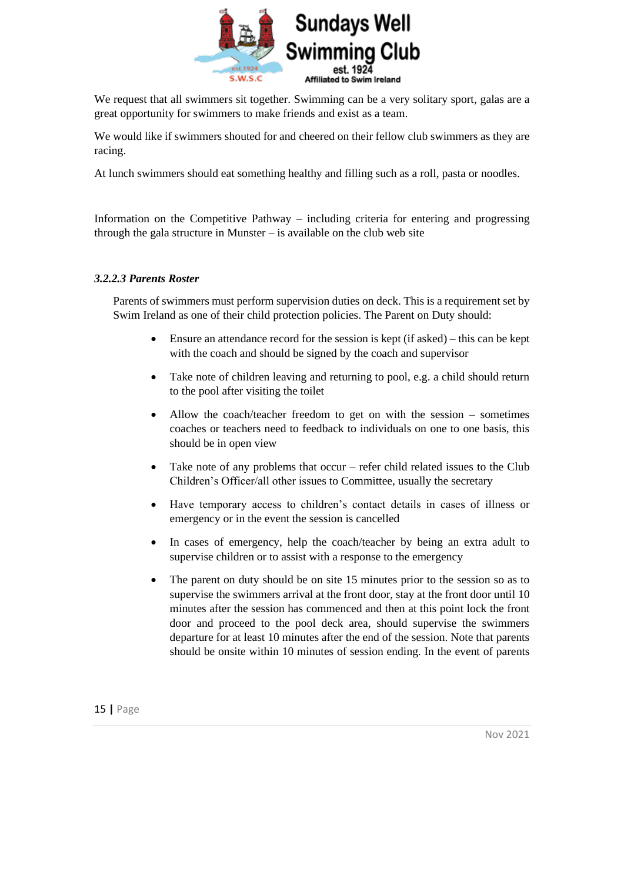We request that all swimmers sit together. Swimming can be a very solitary sport, galas are a great opportunity for swimmers to make friends and exist as a team.

We would like if swimmers shouted for and cheered on their fellow club swimmers as they are racing.

At lunch swimmers should eat something healthy and filling such as a roll, pasta or noodles.

Information on the Competitive Pathway – including criteria for entering and progressing through the gala structure in Munster – is available on the club web site

#### *3.2.2.3 Parents Roster*

Parents of swimmers must perform supervision duties on deck. This is a requirement set by Swim Ireland as one of their child protection policies. The Parent on Duty should:

- Ensure an attendance record for the session is kept (if asked) – this can be kept with the coach and should be signed by the coach and supervisor
- Take note of children leaving and returning to pool, e.g. a child should return to the pool after visiting the toilet
- Allow the coach/teacher freedom to get on with the session – sometimes coaches or teachers need to feedback to individuals on one to one basis, this should be in open view
- Take note of any problems that occur – refer child related issues to the Club Children's Officer/all other issues to Committee, usually the secretary
- Have temporary access to children's contact details in cases of illness or emergency or in the event the session is cancelled
- In cases of emergency, help the coach/teacher by being an extra adult to supervise children or to assist with a response to the emergency
- The parent on duty should be on site 15 minutes prior to the session so as to supervise the swimmers arrival at the front door, stay at the front door until 10 minutes after the session has commenced and then at this point lock the front door and proceed to the pool deck area, should supervise the swimmers departure for at least 10 minutes after the end of the session. Note that parents should be onsite within 10 minutes of session ending. In the event of parents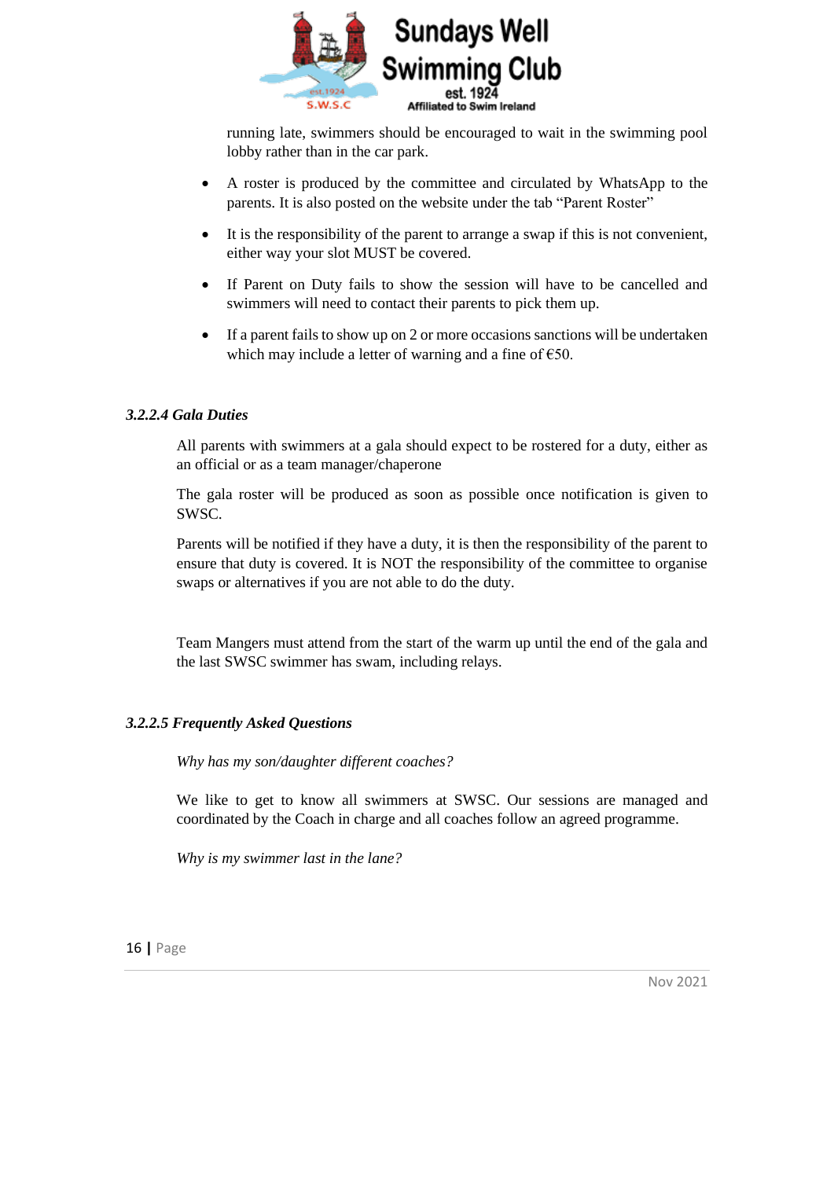running late, swimmers should be encouraged to wait in the swimming pool lobby rather than in the car park.

- A roster is produced by the committee and circulated by WhatsApp to the parents. It is also posted on the website under the tab "Parent Roster"
- It is the responsibility of the parent to arrange a swap if this is not convenient, either way your slot MUST be covered.
- If Parent on Duty fails to show the session will have to be cancelled and swimmers will need to contact their parents to pick them up.
- If a parent fails to show up on 2 or more occasions sanctions will be undertaken which may include a letter of warning and a fine of €50.

#### *3.2.2.4 Gala Duties*

All parents with swimmers at a gala should expect to be rostered for a duty, either as an official or as a team manager/chaperone

The gala roster will be produced as soon as possible once notification is given to SWSC.

Parents will be notified if they have a duty, it is then the responsibility of the parent to ensure that duty is covered. It is NOT the responsibility of the committee to organise swaps or alternatives if you are not able to do the duty.

Team Mangers must attend from the start of the warm up until the end of the gala and the last SWSC swimmer has swam, including relays.

#### *3.2.2.5 Frequently Asked Questions*

*Why has my son/daughter different coaches?*

We like to get to know all swimmers at SWSC. Our sessions are managed and coordinated by the Coach in charge and all coaches follow an agreed programme.

*Why is my swimmer last in the lane?*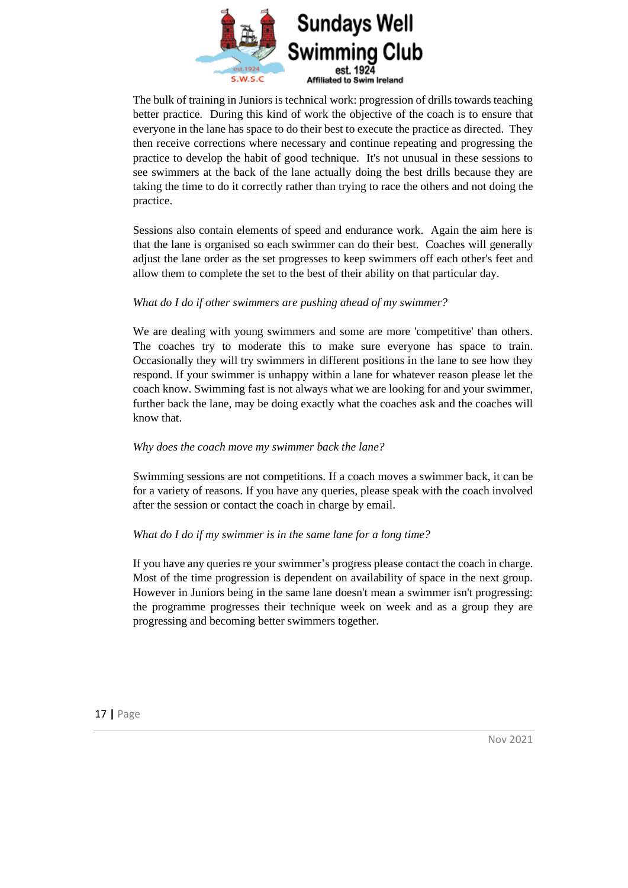The bulk of training in Juniors is technical work: progression of drills towards teaching better practice. During this kind of work the objective of the coach is to ensure that everyone in the lane has space to do their best to execute the practice as directed. They then receive corrections where necessary and continue repeating and progressing the practice to develop the habit of good technique. It's not unusual in these sessions to see swimmers at the back of the lane actually doing the best drills because they are taking the time to do it correctly rather than trying to race the others and not doing the practice.

Sessions also contain elements of speed and endurance work. Again the aim here is that the lane is organised so each swimmer can do their best. Coaches will generally adjust the lane order as the set progresses to keep swimmers off each other's feet and allow them to complete the set to the best of their ability on that particular day.

*What do I do if other swimmers are pushing ahead of my swimmer?*

We are dealing with young swimmers and some are more 'competitive' than others. The coaches try to moderate this to make sure everyone has space to train. Occasionally they will try swimmers in different positions in the lane to see how they respond. If your swimmer is unhappy within a lane for whatever reason please let the coach know. Swimming fast is not always what we are looking for and your swimmer, further back the lane, may be doing exactly what the coaches ask and the coaches will know that.

*Why does the coach move my swimmer back the lane?*

Swimming sessions are not competitions. If a coach moves a swimmer back, it can be for a variety of reasons. If you have any queries, please speak with the coach involved after the session or contact the coach in charge by email.

*What do I do if my swimmer is in the same lane for a long time?*

If you have any queries re your swimmer's progress please contact the coach in charge. Most of the time progression is dependent on availability of space in the next group. However in Juniors being in the same lane doesn't mean a swimmer isn't progressing: the programme progresses their technique week on week and as a group they are progressing and becoming better swimmers together.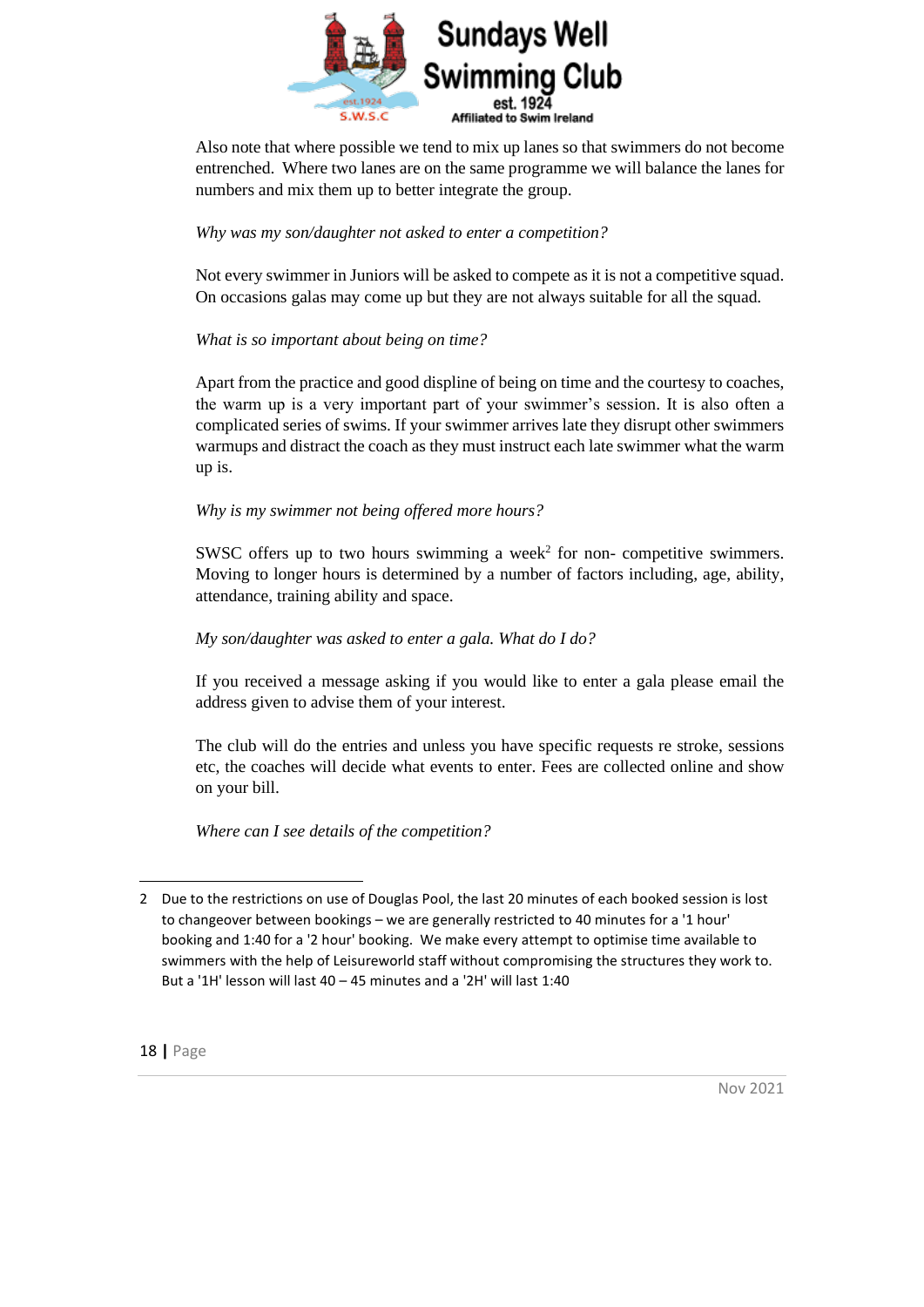Also note that where possible we tend to mix up lanes so that swimmers do not become entrenched. Where two lanes are on the same programme we will balance the lanes for numbers and mix them up to better integrate the group.

*Why was my son/daughter not asked to enter a competition?*

Not every swimmer in Juniors will be asked to compete as it is not a competitive squad. On occasions galas may come up but they are not always suitable for all the squad.

*What is so important about being on time?*

Apart from the practice and good displine of being on time and the courtesy to coaches, the warm up is a very important part of your swimmer's session. It is also often a complicated series of swims. If your swimmer arrives late they disrupt other swimmers warmups and distract the coach as they must instruct each late swimmer what the warm up is.

*Why is my swimmer not being offered more hours?*

SWSC offers up to two hours swimming a week[2] for non- competitive swimmers. Moving to longer hours is determined by a number of factors including, age, ability, attendance, training ability and space.

*My son/daughter was asked to enter a gala. What do I do?*

If you received a message asking if you would like to enter a gala please email the address given to advise them of your interest.

The club will do the entries and unless you have specific requests re stroke, sessions etc, the coaches will decide what events to enter. Fees are collected online and show on your bill.

*Where can I see details of the competition?*

---

2 Due to the restrictions on use of Douglas Pool, the last 20 minutes of each booked session is lost to changeover between bookings – we are generally restricted to 40 minutes for a '1 hour' booking and 1:40 for a '2 hour' booking. We make every attempt to optimise time available to swimmers with the help of Leisureworld staff without compromising the structures they work to. But a '1H' lesson will last 40 – 45 minutes and a '2H' will last 1:40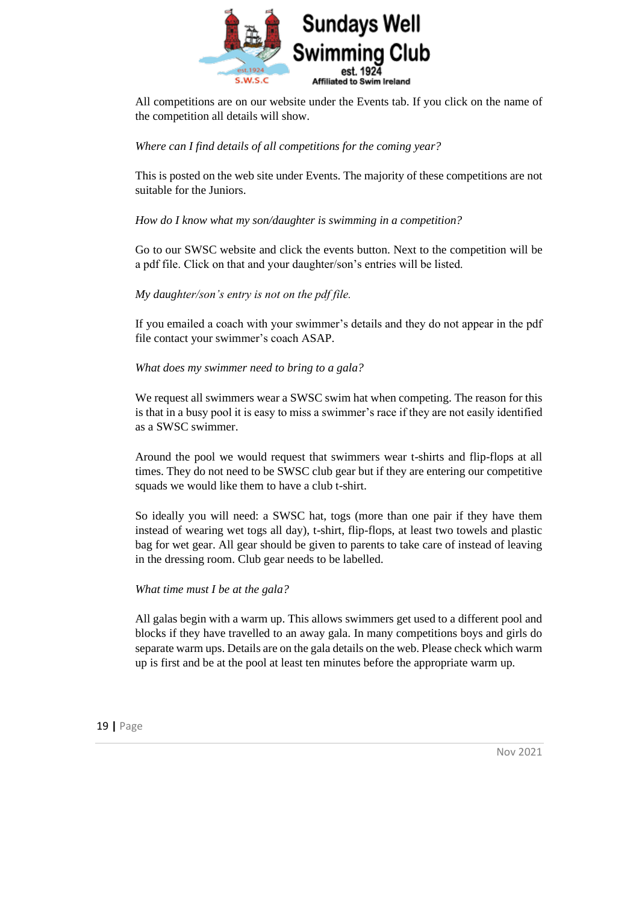All competitions are on our website under the Events tab. If you click on the name of the competition all details will show.

*Where can I find details of all competitions for the coming year?*

This is posted on the web site under Events. The majority of these competitions are not suitable for the Juniors.

*How do I know what my son/daughter is swimming in a competition?*

Go to our SWSC website and click the events button. Next to the competition will be a pdf file. Click on that and your daughter/son's entries will be listed.

*My daughter/son's entry is not on the pdf file.*

If you emailed a coach with your swimmer's details and they do not appear in the pdf file contact your swimmer's coach ASAP.

*What does my swimmer need to bring to a gala?*

We request all swimmers wear a SWSC swim hat when competing. The reason for this is that in a busy pool it is easy to miss a swimmer's race if they are not easily identified as a SWSC swimmer.

Around the pool we would request that swimmers wear t-shirts and flip-flops at all times. They do not need to be SWSC club gear but if they are entering our competitive squads we would like them to have a club t-shirt.

So ideally you will need: a SWSC hat, togs (more than one pair if they have them instead of wearing wet togs all day), t-shirt, flip-flops, at least two towels and plastic bag for wet gear. All gear should be given to parents to take care of instead of leaving in the dressing room. Club gear needs to be labelled.

*What time must I be at the gala?*

All galas begin with a warm up. This allows swimmers get used to a different pool and blocks if they have travelled to an away gala. In many competitions boys and girls do separate warm ups. Details are on the gala details on the web. Please check which warm up is first and be at the pool at least ten minutes before the appropriate warm up.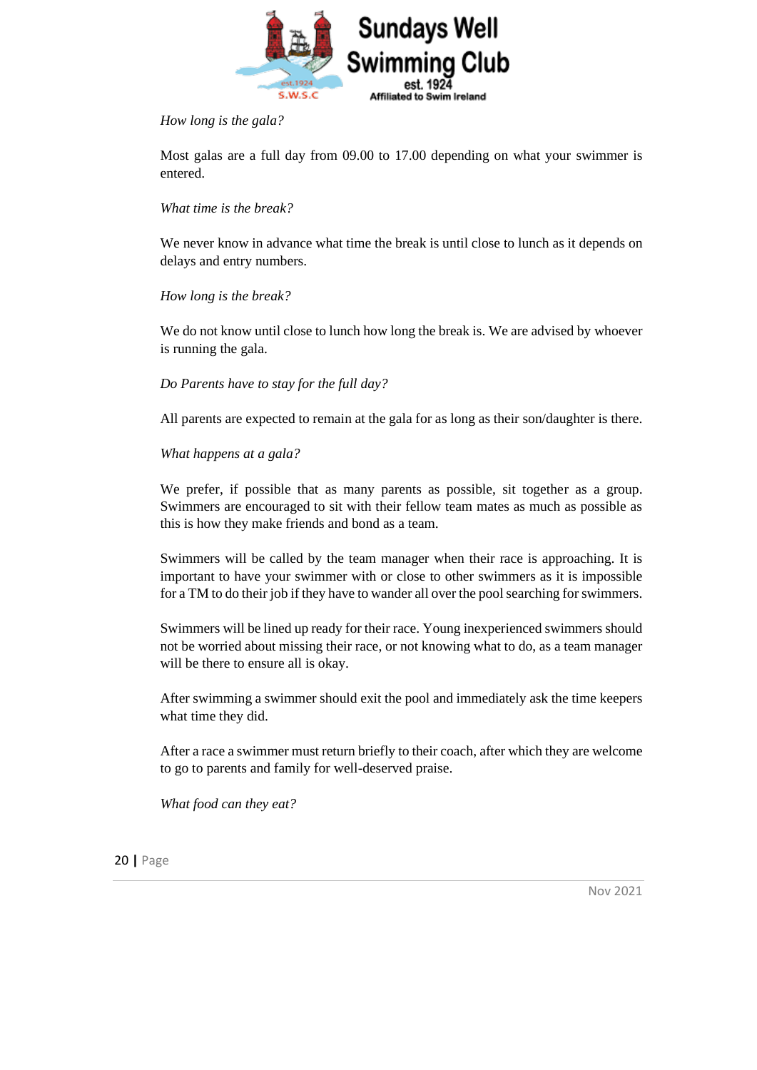*How long is the gala?*

Most galas are a full day from 09.00 to 17.00 depending on what your swimmer is entered.

*What time is the break?*

We never know in advance what time the break is until close to lunch as it depends on delays and entry numbers.

*How long is the break?*

We do not know until close to lunch how long the break is. We are advised by whoever is running the gala.

*Do Parents have to stay for the full day?*

All parents are expected to remain at the gala for as long as their son/daughter is there.

*What happens at a gala?*

We prefer, if possible that as many parents as possible, sit together as a group. Swimmers are encouraged to sit with their fellow team mates as much as possible as this is how they make friends and bond as a team.

Swimmers will be called by the team manager when their race is approaching. It is important to have your swimmer with or close to other swimmers as it is impossible for a TM to do their job if they have to wander all over the pool searching for swimmers.

Swimmers will be lined up ready for their race. Young inexperienced swimmers should not be worried about missing their race, or not knowing what to do, as a team manager will be there to ensure all is okay.

After swimming a swimmer should exit the pool and immediately ask the time keepers what time they did.

After a race a swimmer must return briefly to their coach, after which they are welcome to go to parents and family for well-deserved praise.

*What food can they eat?*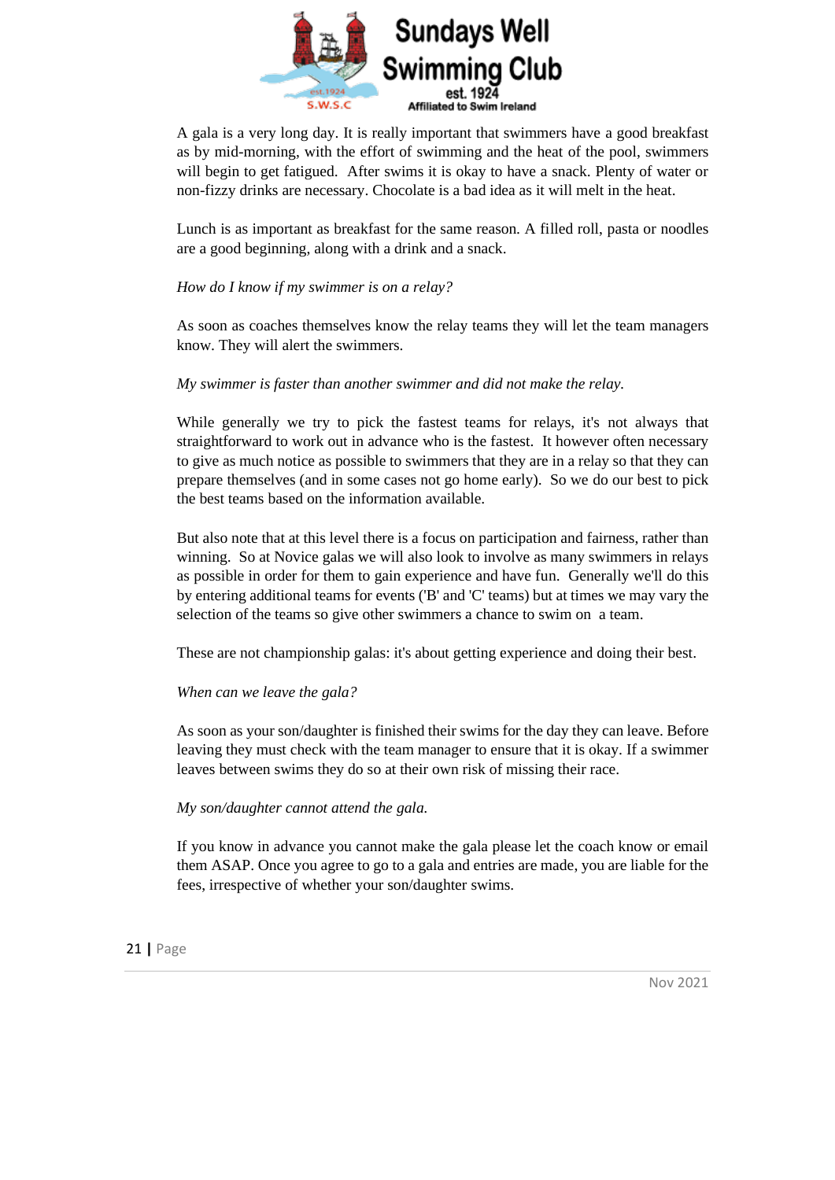A gala is a very long day. It is really important that swimmers have a good breakfast as by mid-morning, with the effort of swimming and the heat of the pool, swimmers will begin to get fatigued. After swims it is okay to have a snack. Plenty of water or non-fizzy drinks are necessary. Chocolate is a bad idea as it will melt in the heat.

Lunch is as important as breakfast for the same reason. A filled roll, pasta or noodles are a good beginning, along with a drink and a snack.

*How do I know if my swimmer is on a relay?*

As soon as coaches themselves know the relay teams they will let the team managers know. They will alert the swimmers.

*My swimmer is faster than another swimmer and did not make the relay.*

While generally we try to pick the fastest teams for relays, it's not always that straightforward to work out in advance who is the fastest. It however often necessary to give as much notice as possible to swimmers that they are in a relay so that they can prepare themselves (and in some cases not go home early). So we do our best to pick the best teams based on the information available.

But also note that at this level there is a focus on participation and fairness, rather than winning. So at Novice galas we will also look to involve as many swimmers in relays as possible in order for them to gain experience and have fun. Generally we'll do this by entering additional teams for events ('B' and 'C' teams) but at times we may vary the selection of the teams so give other swimmers a chance to swim on a team.

These are not championship galas: it's about getting experience and doing their best.

*When can we leave the gala?*

As soon as your son/daughter is finished their swims for the day they can leave. Before leaving they must check with the team manager to ensure that it is okay. If a swimmer leaves between swims they do so at their own risk of missing their race.

*My son/daughter cannot attend the gala.*

If you know in advance you cannot make the gala please let the coach know or email them ASAP. Once you agree to go to a gala and entries are made, you are liable for the fees, irrespective of whether your son/daughter swims.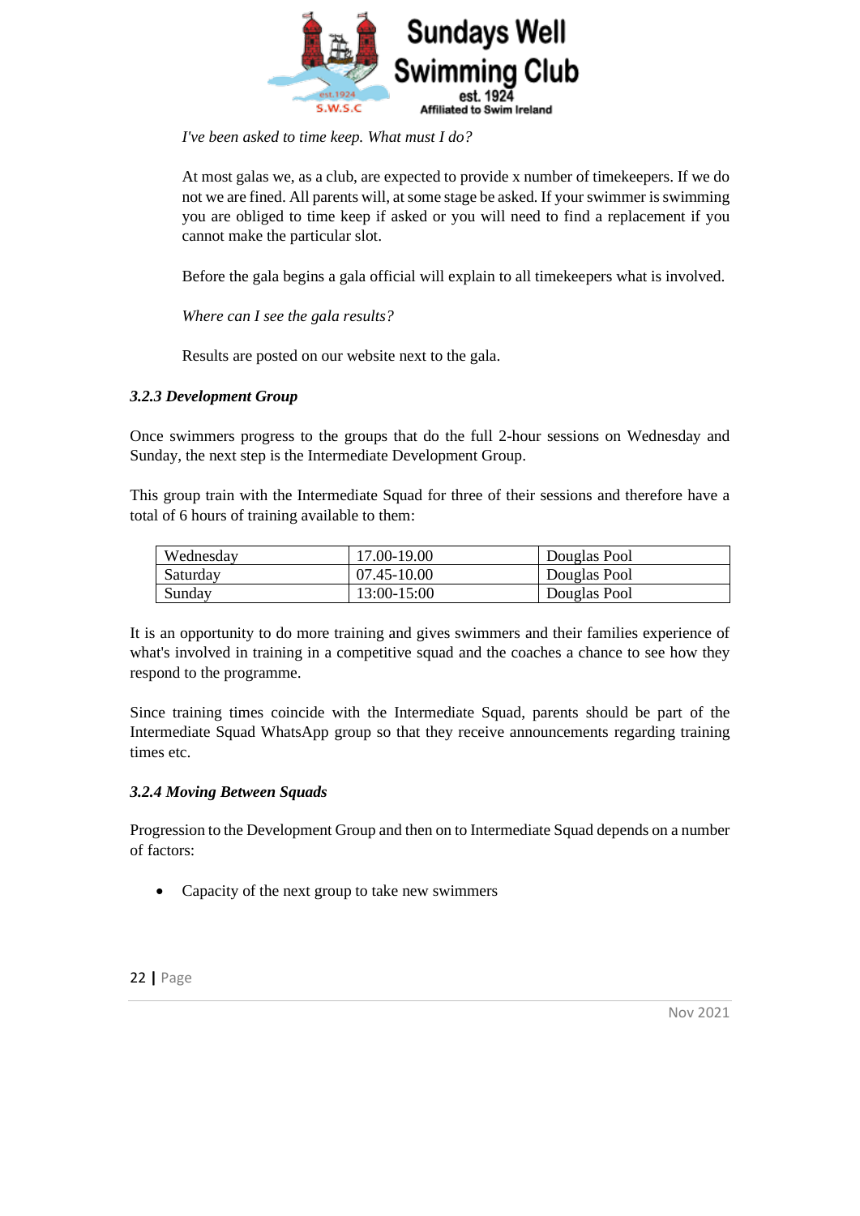*I've been asked to time keep. What must I do?*

At most galas we, as a club, are expected to provide x number of timekeepers. If we do not we are fined. All parents will, at some stage be asked. If your swimmer is swimming you are obliged to time keep if asked or you will need to find a replacement if you cannot make the particular slot.

Before the gala begins a gala official will explain to all timekeepers what is involved.

*Where can I see the gala results?*

Results are posted on our website next to the gala.

### *3.2.3 Development Group*

Once swimmers progress to the groups that do the full 2-hour sessions on Wednesday and Sunday, the next step is the Intermediate Development Group.

This group train with the Intermediate Squad for three of their sessions and therefore have a total of 6 hours of training available to them:

| Wednesday | 17.00-19.00 | Douglas Pool |
|---|---|---|
| Saturday | 07.45-10.00 | Douglas Pool |
| Sunday | 13:00-15:00 | Douglas Pool |

It is an opportunity to do more training and gives swimmers and their families experience of what's involved in training in a competitive squad and the coaches a chance to see how they respond to the programme.

Since training times coincide with the Intermediate Squad, parents should be part of the Intermediate Squad WhatsApp group so that they receive announcements regarding training times etc.

### *3.2.4 Moving Between Squads*

Progression to the Development Group and then on to Intermediate Squad depends on a number of factors:

- Capacity of the next group to take new swimmers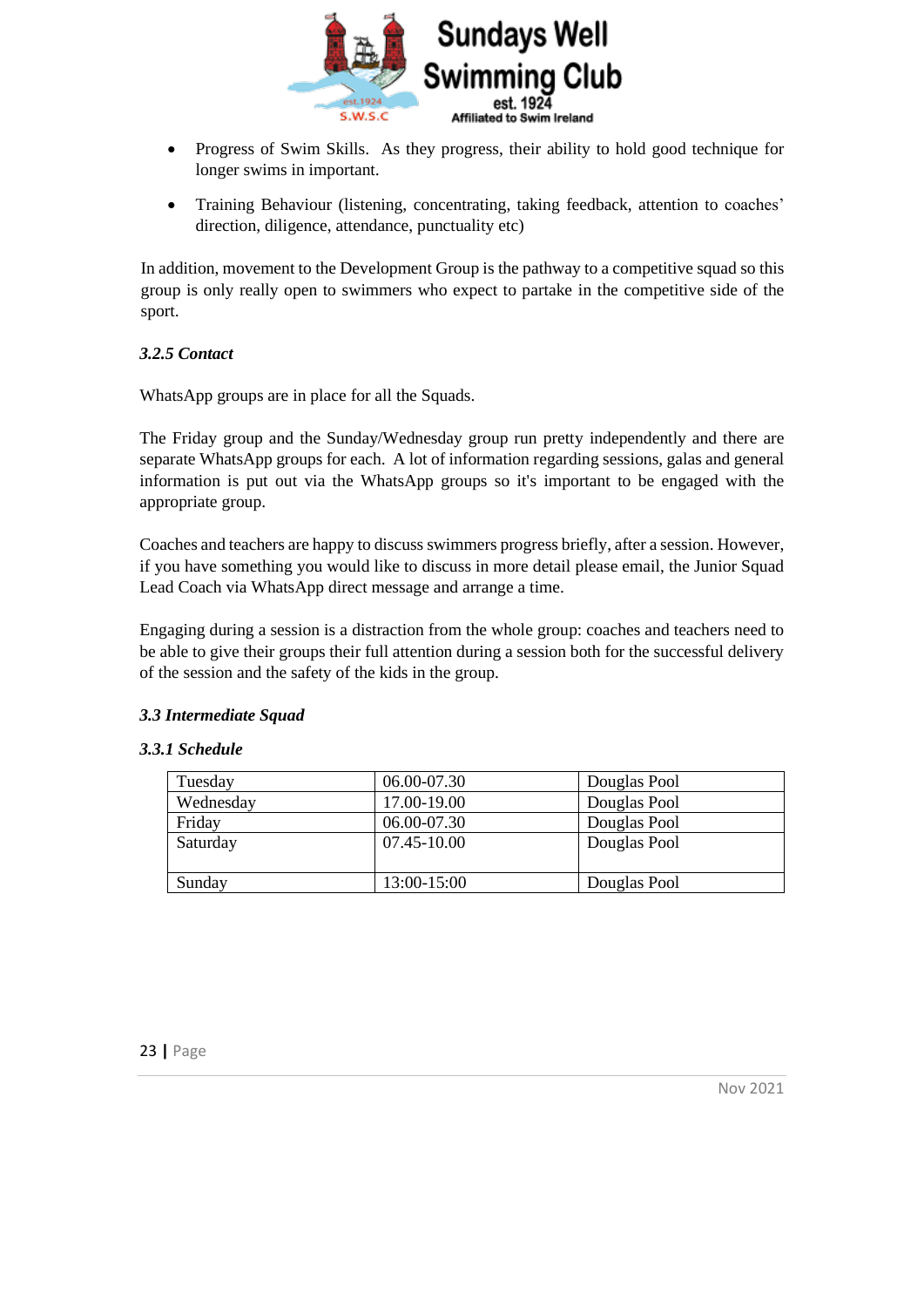- Progress of Swim Skills.  As they progress, their ability to hold good technique for longer swims in important.

- Training Behaviour (listening, concentrating, taking feedback, attention to coaches' direction, diligence, attendance, punctuality etc)

In addition, movement to the Development Group is the pathway to a competitive squad so this group is only really open to swimmers who expect to partake in the competitive side of the sport.

#### *3.2.5 Contact*

WhatsApp groups are in place for all the Squads.

The Friday group and the Sunday/Wednesday group run pretty independently and there are separate WhatsApp groups for each.  A lot of information regarding sessions, galas and general information is put out via the WhatsApp groups so it's important to be engaged with the appropriate group.

Coaches and teachers are happy to discuss swimmers progress briefly, after a session. However, if you have something you would like to discuss in more detail please email, the Junior Squad Lead Coach via WhatsApp direct message and arrange a time.

Engaging during a session is a distraction from the whole group: coaches and teachers need to be able to give their groups their full attention during a session both for the successful delivery of the session and the safety of the kids in the group.

### *3.3 Intermediate Squad*

#### *3.3.1 Schedule*

| Tuesday | 06.00-07.30 | Douglas Pool |
|---|---|---|
| Wednesday | 17.00-19.00 | Douglas Pool |
| Friday | 06.00-07.30 | Douglas Pool |
| Saturday | 07.45-10.00 | Douglas Pool |
| Sunday | 13:00-15:00 | Douglas Pool |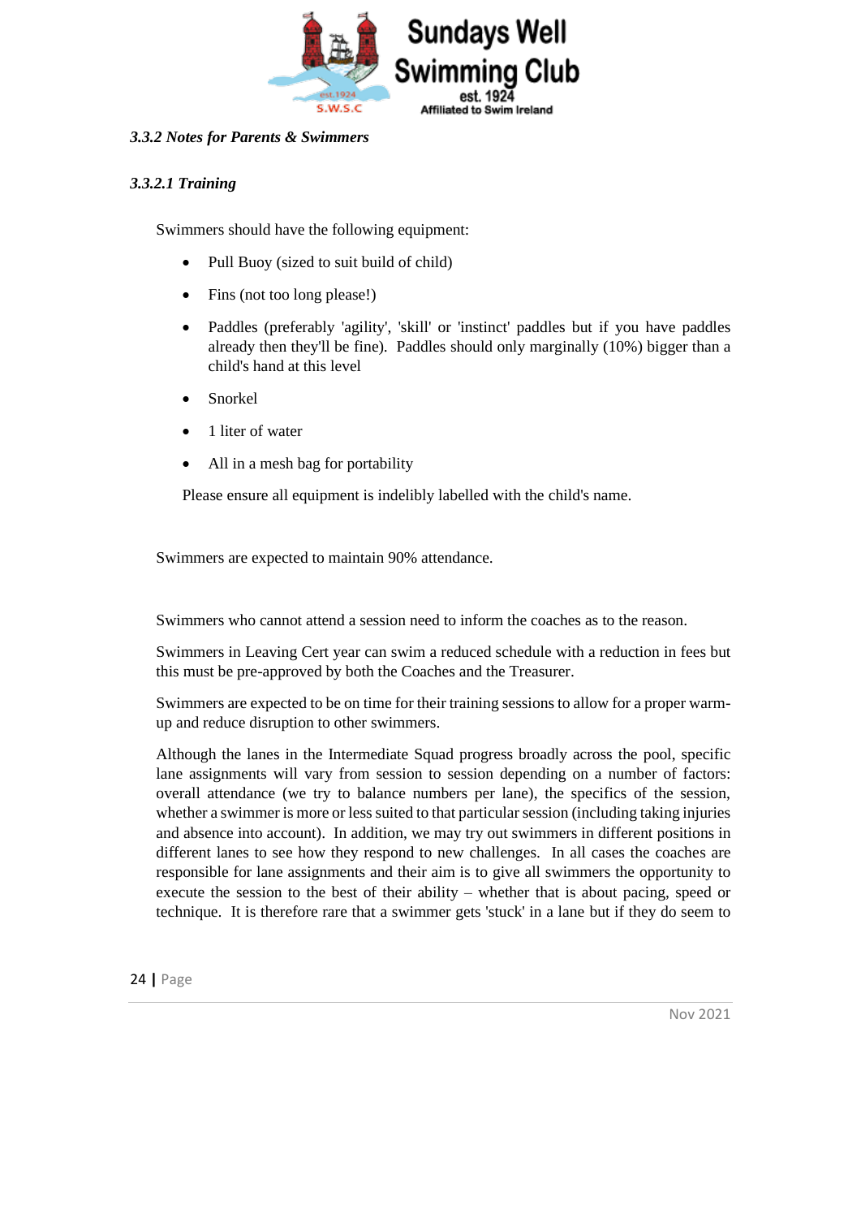### *3.3.2 Notes for Parents & Swimmers*

#### *3.3.2.1 Training*

Swimmers should have the following equipment:

- Pull Buoy (sized to suit build of child)
- Fins (not too long please!)
- Paddles (preferably 'agility', 'skill' or 'instinct' paddles but if you have paddles already then they'll be fine). Paddles should only marginally (10%) bigger than a child's hand at this level
- Snorkel
- 1 liter of water
- All in a mesh bag for portability

Please ensure all equipment is indelibly labelled with the child's name.

Swimmers are expected to maintain 90% attendance.

Swimmers who cannot attend a session need to inform the coaches as to the reason.

Swimmers in Leaving Cert year can swim a reduced schedule with a reduction in fees but this must be pre-approved by both the Coaches and the Treasurer.

Swimmers are expected to be on time for their training sessions to allow for a proper warm-up and reduce disruption to other swimmers.

Although the lanes in the Intermediate Squad progress broadly across the pool, specific lane assignments will vary from session to session depending on a number of factors: overall attendance (we try to balance numbers per lane), the specifics of the session, whether a swimmer is more or less suited to that particular session (including taking injuries and absence into account). In addition, we may try out swimmers in different positions in different lanes to see how they respond to new challenges. In all cases the coaches are responsible for lane assignments and their aim is to give all swimmers the opportunity to execute the session to the best of their ability – whether that is about pacing, speed or technique. It is therefore rare that a swimmer gets 'stuck' in a lane but if they do seem to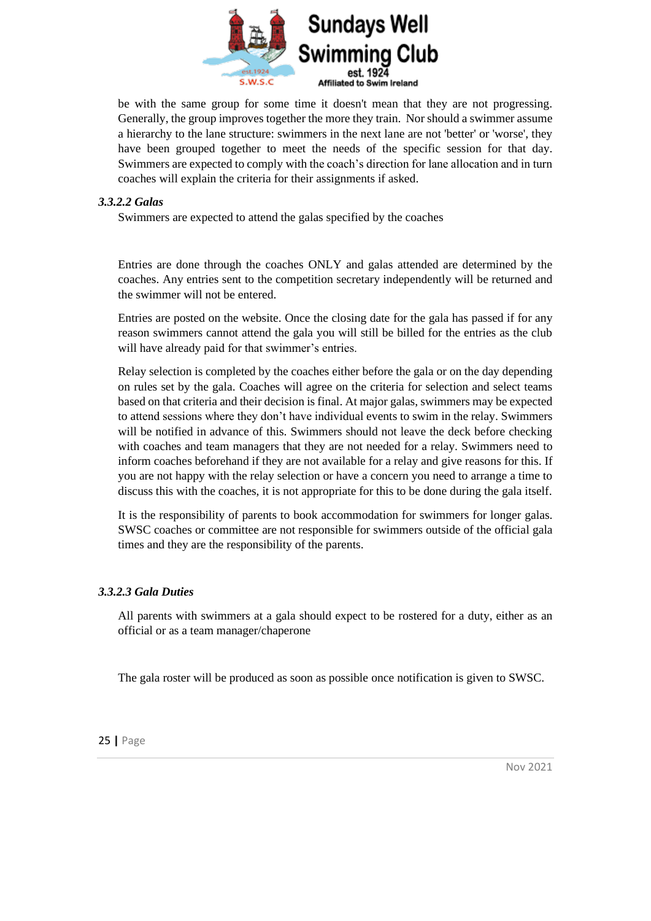be with the same group for some time it doesn't mean that they are not progressing. Generally, the group improves together the more they train. Nor should a swimmer assume a hierarchy to the lane structure: swimmers in the next lane are not 'better' or 'worse', they have been grouped together to meet the needs of the specific session for that day. Swimmers are expected to comply with the coach's direction for lane allocation and in turn coaches will explain the criteria for their assignments if asked.

### *3.3.2.2 Galas*

Swimmers are expected to attend the galas specified by the coaches

Entries are done through the coaches ONLY and galas attended are determined by the coaches. Any entries sent to the competition secretary independently will be returned and the swimmer will not be entered.

Entries are posted on the website. Once the closing date for the gala has passed if for any reason swimmers cannot attend the gala you will still be billed for the entries as the club will have already paid for that swimmer's entries.

Relay selection is completed by the coaches either before the gala or on the day depending on rules set by the gala. Coaches will agree on the criteria for selection and select teams based on that criteria and their decision is final. At major galas, swimmers may be expected to attend sessions where they don't have individual events to swim in the relay. Swimmers will be notified in advance of this. Swimmers should not leave the deck before checking with coaches and team managers that they are not needed for a relay. Swimmers need to inform coaches beforehand if they are not available for a relay and give reasons for this. If you are not happy with the relay selection or have a concern you need to arrange a time to discuss this with the coaches, it is not appropriate for this to be done during the gala itself.

It is the responsibility of parents to book accommodation for swimmers for longer galas. SWSC coaches or committee are not responsible for swimmers outside of the official gala times and they are the responsibility of the parents.

### *3.3.2.3 Gala Duties*

All parents with swimmers at a gala should expect to be rostered for a duty, either as an official or as a team manager/chaperone

The gala roster will be produced as soon as possible once notification is given to SWSC.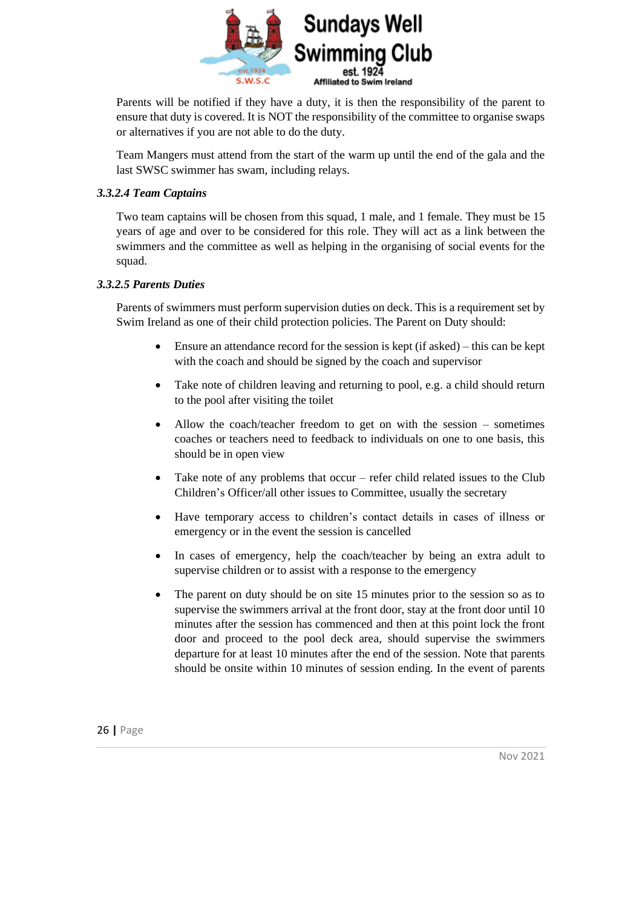Parents will be notified if they have a duty, it is then the responsibility of the parent to ensure that duty is covered. It is NOT the responsibility of the committee to organise swaps or alternatives if you are not able to do the duty.

Team Mangers must attend from the start of the warm up until the end of the gala and the last SWSC swimmer has swam, including relays.

#### *3.3.2.4 Team Captains*

Two team captains will be chosen from this squad, 1 male, and 1 female. They must be 15 years of age and over to be considered for this role. They will act as a link between the swimmers and the committee as well as helping in the organising of social events for the squad.

#### *3.3.2.5 Parents Duties*

Parents of swimmers must perform supervision duties on deck. This is a requirement set by Swim Ireland as one of their child protection policies. The Parent on Duty should:

- Ensure an attendance record for the session is kept (if asked) – this can be kept with the coach and should be signed by the coach and supervisor
- Take note of children leaving and returning to pool, e.g. a child should return to the pool after visiting the toilet
- Allow the coach/teacher freedom to get on with the session – sometimes coaches or teachers need to feedback to individuals on one to one basis, this should be in open view
- Take note of any problems that occur – refer child related issues to the Club Children's Officer/all other issues to Committee, usually the secretary
- Have temporary access to children's contact details in cases of illness or emergency or in the event the session is cancelled
- In cases of emergency, help the coach/teacher by being an extra adult to supervise children or to assist with a response to the emergency
- The parent on duty should be on site 15 minutes prior to the session so as to supervise the swimmers arrival at the front door, stay at the front door until 10 minutes after the session has commenced and then at this point lock the front door and proceed to the pool deck area, should supervise the swimmers departure for at least 10 minutes after the end of the session. Note that parents should be onsite within 10 minutes of session ending. In the event of parents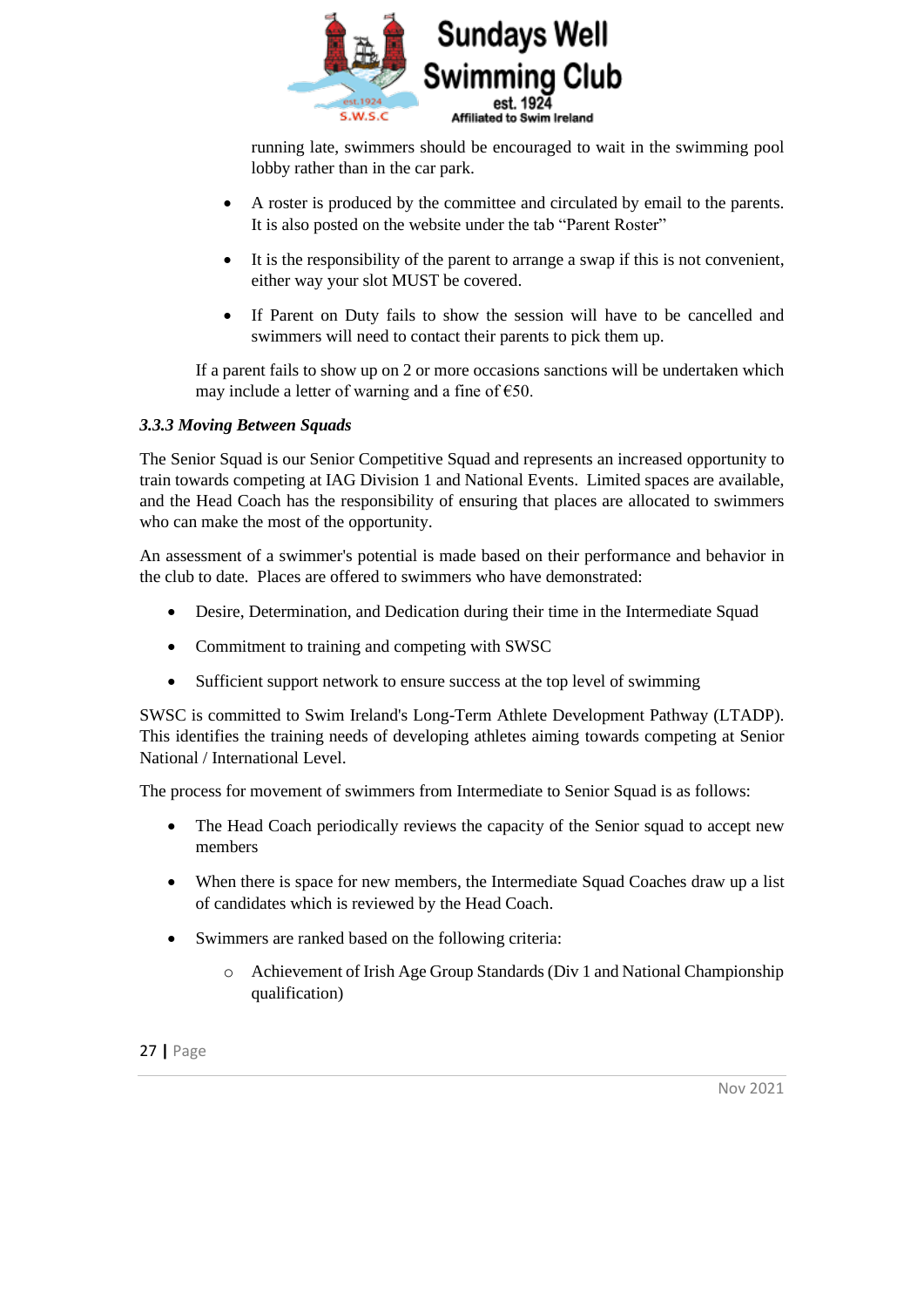running late, swimmers should be encouraged to wait in the swimming pool lobby rather than in the car park.

- A roster is produced by the committee and circulated by email to the parents. It is also posted on the website under the tab "Parent Roster"
- It is the responsibility of the parent to arrange a swap if this is not convenient, either way your slot MUST be covered.
- If Parent on Duty fails to show the session will have to be cancelled and swimmers will need to contact their parents to pick them up.

If a parent fails to show up on 2 or more occasions sanctions will be undertaken which may include a letter of warning and a fine of €50.

#### *3.3.3 Moving Between Squads*

The Senior Squad is our Senior Competitive Squad and represents an increased opportunity to train towards competing at IAG Division 1 and National Events. Limited spaces are available, and the Head Coach has the responsibility of ensuring that places are allocated to swimmers who can make the most of the opportunity.

An assessment of a swimmer's potential is made based on their performance and behavior in the club to date. Places are offered to swimmers who have demonstrated:

- Desire, Determination, and Dedication during their time in the Intermediate Squad
- Commitment to training and competing with SWSC
- Sufficient support network to ensure success at the top level of swimming

SWSC is committed to Swim Ireland's Long-Term Athlete Development Pathway (LTADP). This identifies the training needs of developing athletes aiming towards competing at Senior National / International Level.

The process for movement of swimmers from Intermediate to Senior Squad is as follows:

- The Head Coach periodically reviews the capacity of the Senior squad to accept new members
- When there is space for new members, the Intermediate Squad Coaches draw up a list of candidates which is reviewed by the Head Coach.
- Swimmers are ranked based on the following criteria:
    - Achievement of Irish Age Group Standards (Div 1 and National Championship qualification)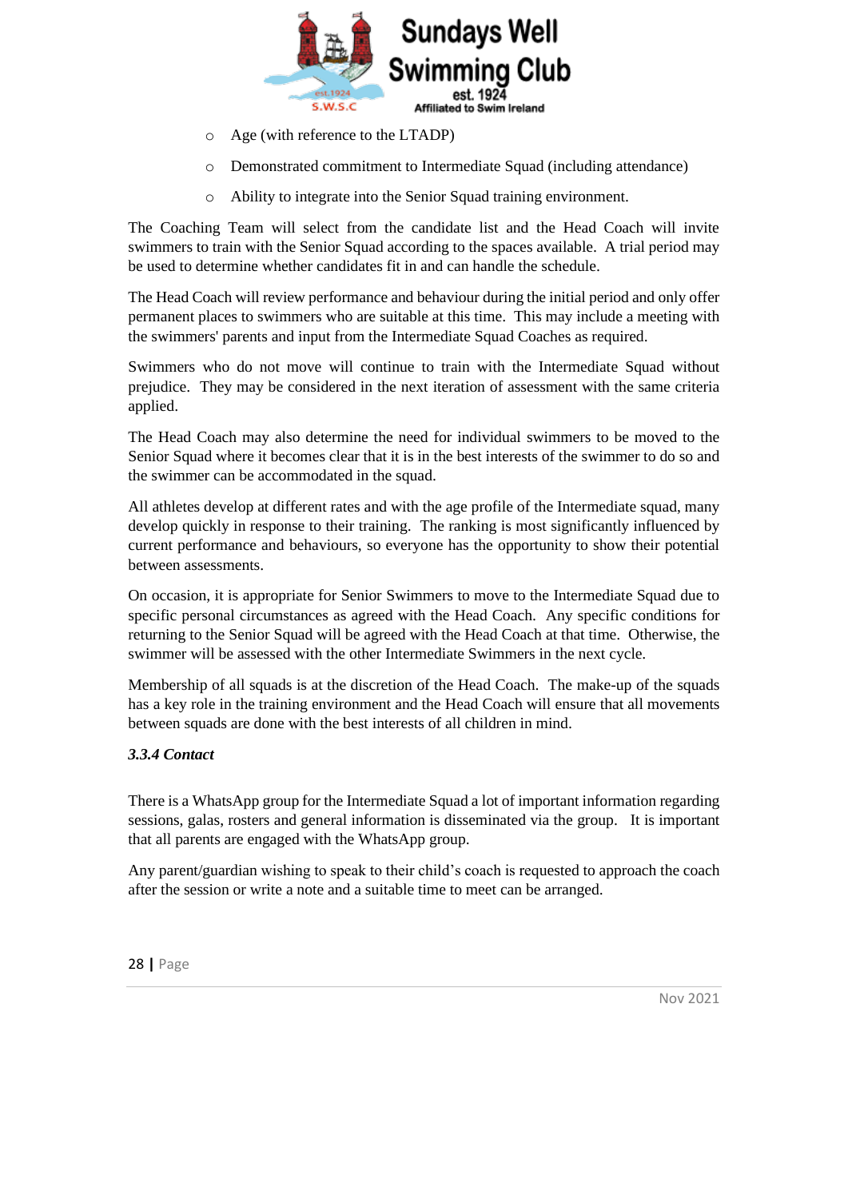- Age (with reference to the LTADP)
- Demonstrated commitment to Intermediate Squad (including attendance)
- Ability to integrate into the Senior Squad training environment.

The Coaching Team will select from the candidate list and the Head Coach will invite swimmers to train with the Senior Squad according to the spaces available. A trial period may be used to determine whether candidates fit in and can handle the schedule.

The Head Coach will review performance and behaviour during the initial period and only offer permanent places to swimmers who are suitable at this time. This may include a meeting with the swimmers' parents and input from the Intermediate Squad Coaches as required.

Swimmers who do not move will continue to train with the Intermediate Squad without prejudice. They may be considered in the next iteration of assessment with the same criteria applied.

The Head Coach may also determine the need for individual swimmers to be moved to the Senior Squad where it becomes clear that it is in the best interests of the swimmer to do so and the swimmer can be accommodated in the squad.

All athletes develop at different rates and with the age profile of the Intermediate squad, many develop quickly in response to their training. The ranking is most significantly influenced by current performance and behaviours, so everyone has the opportunity to show their potential between assessments.

On occasion, it is appropriate for Senior Swimmers to move to the Intermediate Squad due to specific personal circumstances as agreed with the Head Coach. Any specific conditions for returning to the Senior Squad will be agreed with the Head Coach at that time. Otherwise, the swimmer will be assessed with the other Intermediate Swimmers in the next cycle.

Membership of all squads is at the discretion of the Head Coach. The make-up of the squads has a key role in the training environment and the Head Coach will ensure that all movements between squads are done with the best interests of all children in mind.

#### *3.3.4 Contact*

There is a WhatsApp group for the Intermediate Squad a lot of important information regarding sessions, galas, rosters and general information is disseminated via the group. It is important that all parents are engaged with the WhatsApp group.

Any parent/guardian wishing to speak to their child's coach is requested to approach the coach after the session or write a note and a suitable time to meet can be arranged.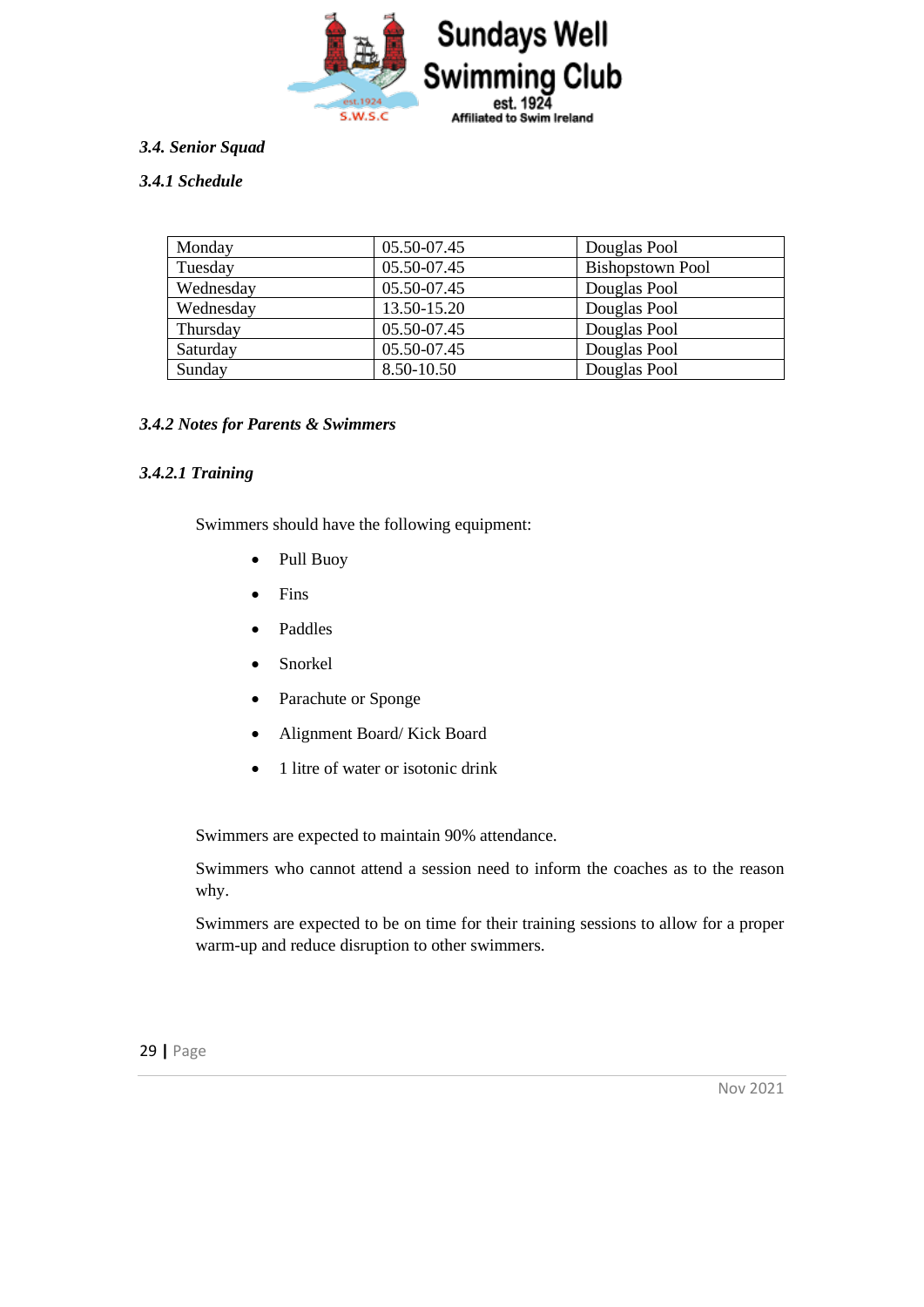### *3.4. Senior Squad*

#### *3.4.1 Schedule*

| Monday | 05.50-07.45 | Douglas Pool |
|---|---|---|
| Tuesday | 05.50-07.45 | Bishopstown Pool |
| Wednesday | 05.50-07.45 | Douglas Pool |
| Wednesday | 13.50-15.20 | Douglas Pool |
| Thursday | 05.50-07.45 | Douglas Pool |
| Saturday | 05.50-07.45 | Douglas Pool |
| Sunday | 8.50-10.50 | Douglas Pool |

#### *3.4.2 Notes for Parents & Swimmers*

##### *3.4.2.1 Training*

Swimmers should have the following equipment:

- Pull Buoy
- Fins
- Paddles
- Snorkel
- Parachute or Sponge
- Alignment Board/ Kick Board
- 1 litre of water or isotonic drink

Swimmers are expected to maintain 90% attendance.

Swimmers who cannot attend a session need to inform the coaches as to the reason why.

Swimmers are expected to be on time for their training sessions to allow for a proper warm-up and reduce disruption to other swimmers.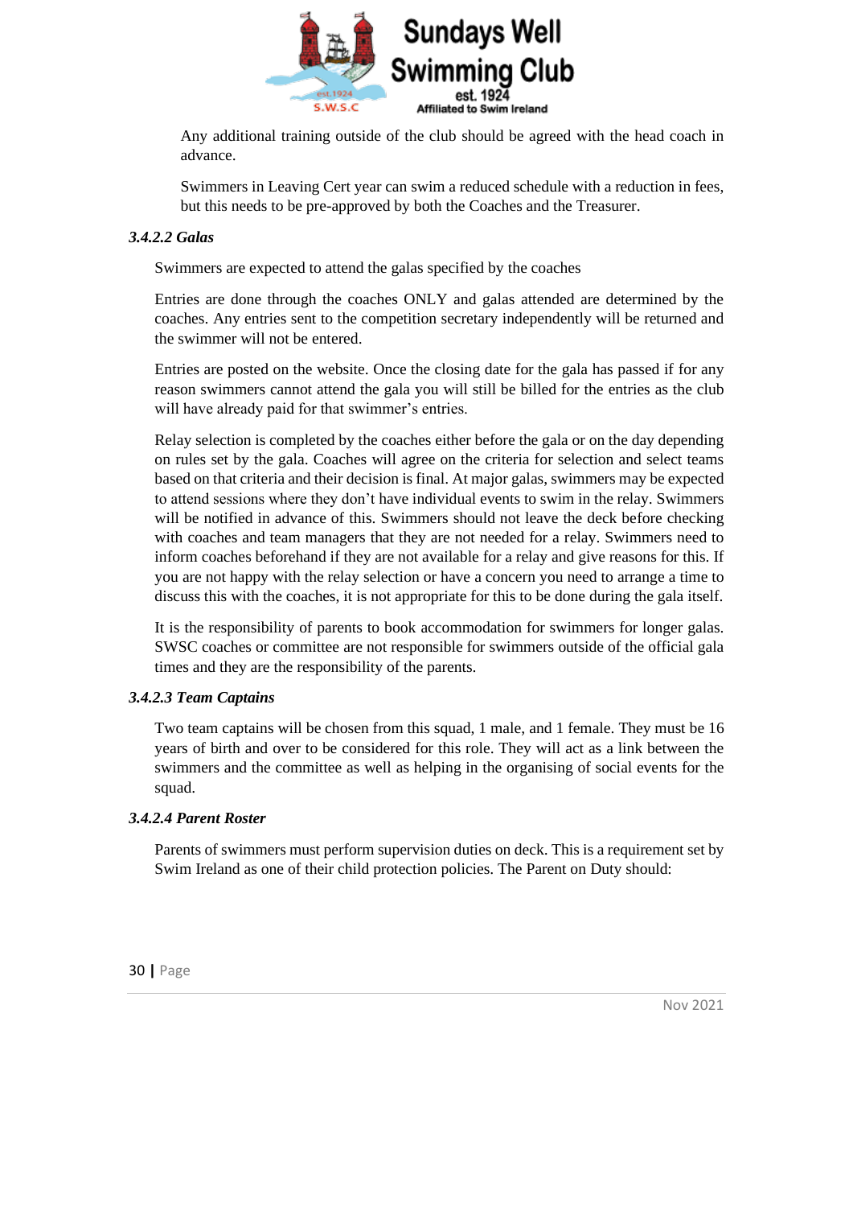Any additional training outside of the club should be agreed with the head coach in advance.

Swimmers in Leaving Cert year can swim a reduced schedule with a reduction in fees, but this needs to be pre-approved by both the Coaches and the Treasurer.

#### *3.4.2.2 Galas*

Swimmers are expected to attend the galas specified by the coaches

Entries are done through the coaches ONLY and galas attended are determined by the coaches. Any entries sent to the competition secretary independently will be returned and the swimmer will not be entered.

Entries are posted on the website. Once the closing date for the gala has passed if for any reason swimmers cannot attend the gala you will still be billed for the entries as the club will have already paid for that swimmer's entries.

Relay selection is completed by the coaches either before the gala or on the day depending on rules set by the gala. Coaches will agree on the criteria for selection and select teams based on that criteria and their decision is final. At major galas, swimmers may be expected to attend sessions where they don't have individual events to swim in the relay. Swimmers will be notified in advance of this. Swimmers should not leave the deck before checking with coaches and team managers that they are not needed for a relay. Swimmers need to inform coaches beforehand if they are not available for a relay and give reasons for this. If you are not happy with the relay selection or have a concern you need to arrange a time to discuss this with the coaches, it is not appropriate for this to be done during the gala itself.

It is the responsibility of parents to book accommodation for swimmers for longer galas. SWSC coaches or committee are not responsible for swimmers outside of the official gala times and they are the responsibility of the parents.

#### *3.4.2.3 Team Captains*

Two team captains will be chosen from this squad, 1 male, and 1 female. They must be 16 years of birth and over to be considered for this role. They will act as a link between the swimmers and the committee as well as helping in the organising of social events for the squad.

#### *3.4.2.4 Parent Roster*

Parents of swimmers must perform supervision duties on deck. This is a requirement set by Swim Ireland as one of their child protection policies. The Parent on Duty should: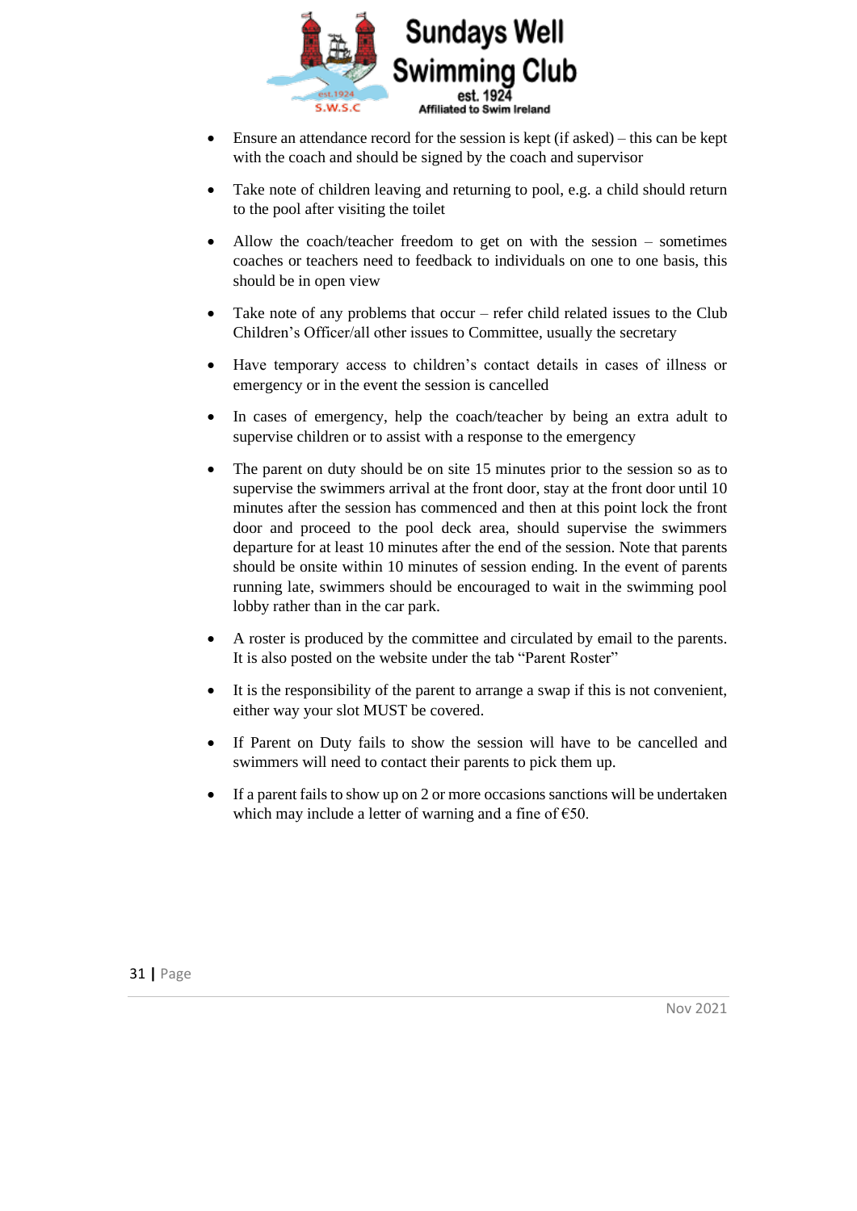- Ensure an attendance record for the session is kept (if asked) – this can be kept with the coach and should be signed by the coach and supervisor
- Take note of children leaving and returning to pool, e.g. a child should return to the pool after visiting the toilet
- Allow the coach/teacher freedom to get on with the session – sometimes coaches or teachers need to feedback to individuals on one to one basis, this should be in open view
- Take note of any problems that occur – refer child related issues to the Club Children's Officer/all other issues to Committee, usually the secretary
- Have temporary access to children's contact details in cases of illness or emergency or in the event the session is cancelled
- In cases of emergency, help the coach/teacher by being an extra adult to supervise children or to assist with a response to the emergency
- The parent on duty should be on site 15 minutes prior to the session so as to supervise the swimmers arrival at the front door, stay at the front door until 10 minutes after the session has commenced and then at this point lock the front door and proceed to the pool deck area, should supervise the swimmers departure for at least 10 minutes after the end of the session. Note that parents should be onsite within 10 minutes of session ending. In the event of parents running late, swimmers should be encouraged to wait in the swimming pool lobby rather than in the car park.
- A roster is produced by the committee and circulated by email to the parents. It is also posted on the website under the tab "Parent Roster"
- It is the responsibility of the parent to arrange a swap if this is not convenient, either way your slot MUST be covered.
- If Parent on Duty fails to show the session will have to be cancelled and swimmers will need to contact their parents to pick them up.
- If a parent fails to show up on 2 or more occasions sanctions will be undertaken which may include a letter of warning and a fine of €50.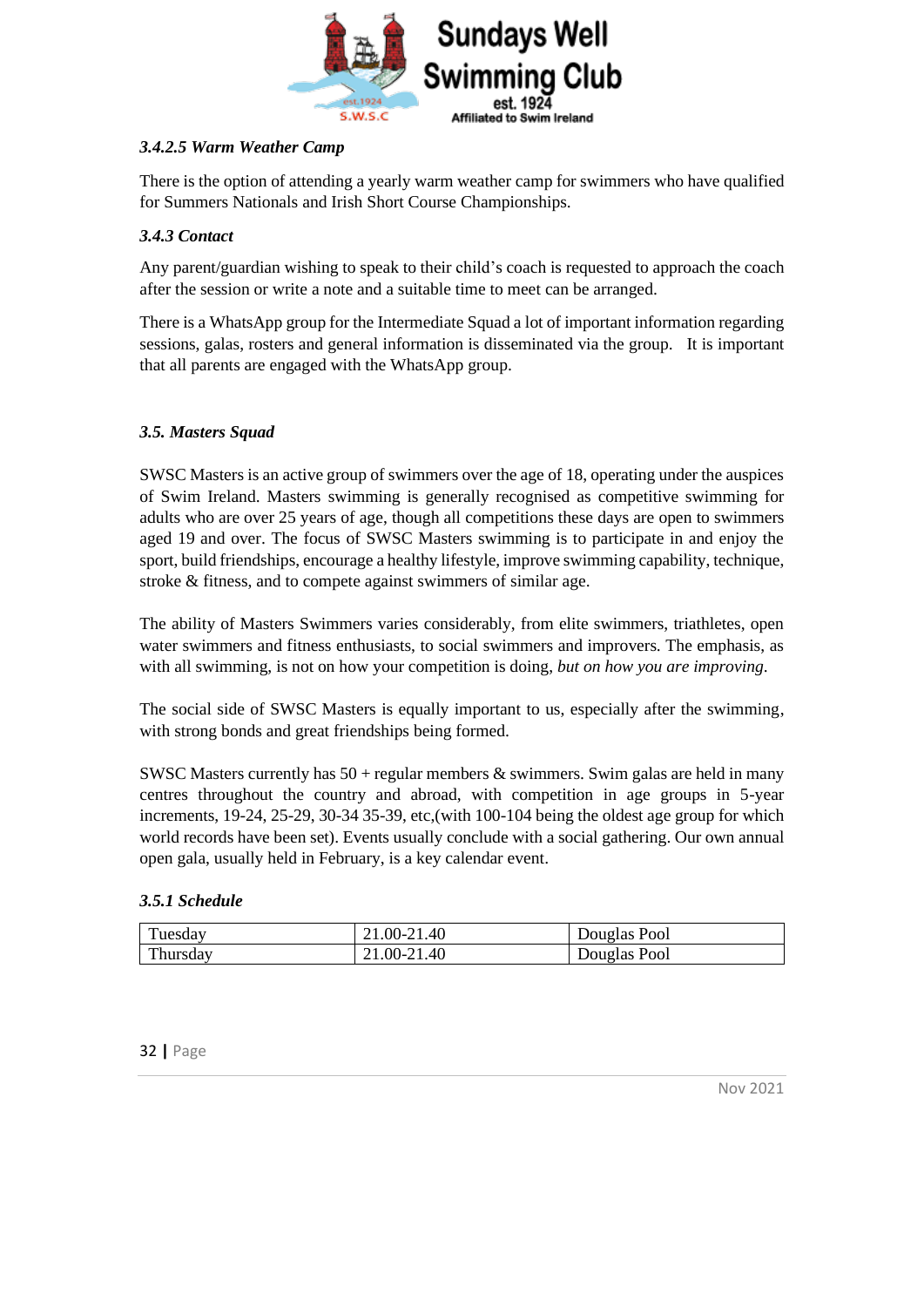### *3.4.2.5 Warm Weather Camp*

There is the option of attending a yearly warm weather camp for swimmers who have qualified for Summers Nationals and Irish Short Course Championships.

### *3.4.3 Contact*

Any parent/guardian wishing to speak to their child's coach is requested to approach the coach after the session or write a note and a suitable time to meet can be arranged.

There is a WhatsApp group for the Intermediate Squad a lot of important information regarding sessions, galas, rosters and general information is disseminated via the group. It is important that all parents are engaged with the WhatsApp group.

## *3.5. Masters Squad*

SWSC Masters is an active group of swimmers over the age of 18, operating under the auspices of Swim Ireland. Masters swimming is generally recognised as competitive swimming for adults who are over 25 years of age, though all competitions these days are open to swimmers aged 19 and over. The focus of SWSC Masters swimming is to participate in and enjoy the sport, build friendships, encourage a healthy lifestyle, improve swimming capability, technique, stroke & fitness, and to compete against swimmers of similar age.

The ability of Masters Swimmers varies considerably, from elite swimmers, triathletes, open water swimmers and fitness enthusiasts, to social swimmers and improvers. The emphasis, as with all swimming, is not on how your competition is doing, *but on how you are improving*.

The social side of SWSC Masters is equally important to us, especially after the swimming, with strong bonds and great friendships being formed.

SWSC Masters currently has 50 + regular members & swimmers. Swim galas are held in many centres throughout the country and abroad, with competition in age groups in 5-year increments, 19-24, 25-29, 30-34 35-39, etc,(with 100-104 being the oldest age group for which world records have been set). Events usually conclude with a social gathering. Our own annual open gala, usually held in February, is a key calendar event.

### *3.5.1 Schedule*

| | | |
|---|---|---|
| Tuesday | 21.00-21.40 | Douglas Pool |
| Thursday | 21.00-21.40 | Douglas Pool |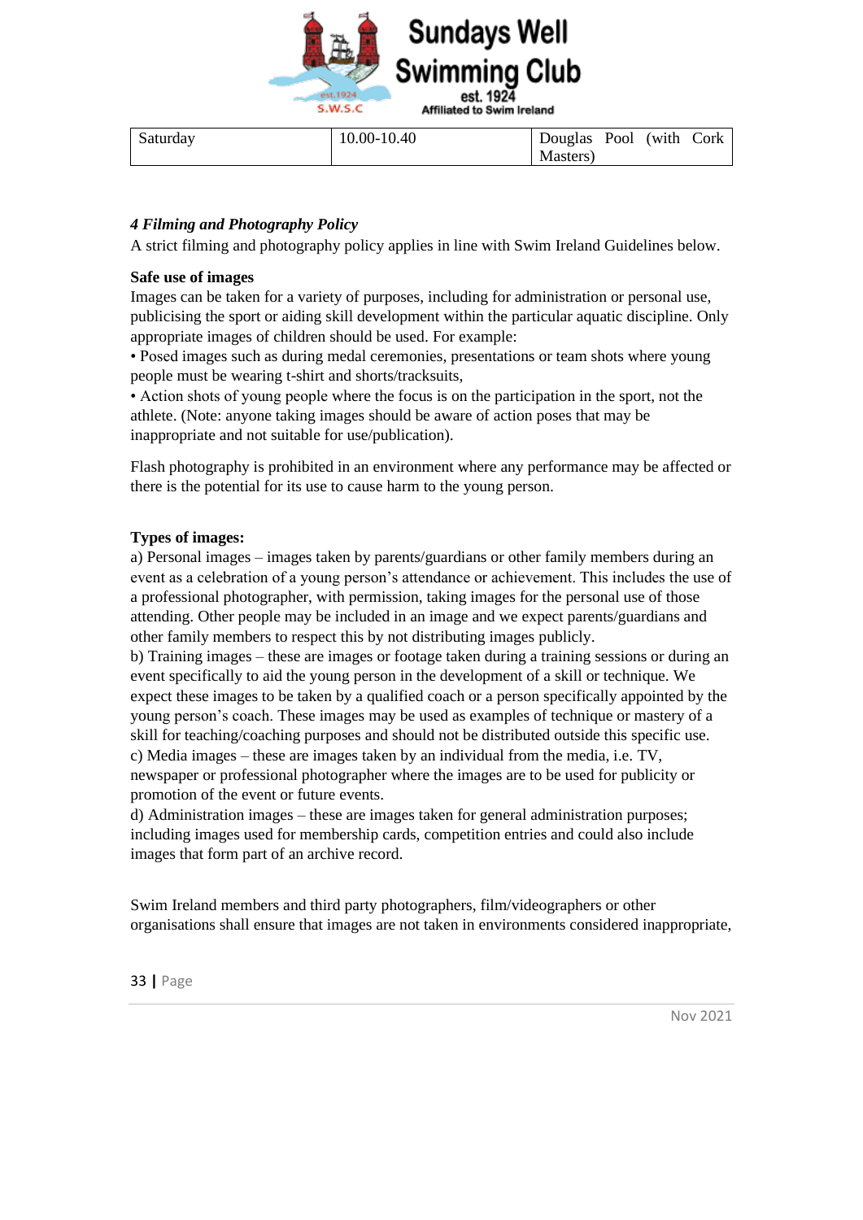| Saturday | 10.00-10.40 | Douglas Pool (with Cork Masters) |
|---|---|---|

### *4 Filming and Photography Policy*

A strict filming and photography policy applies in line with Swim Ireland Guidelines below.

**Safe use of images**

Images can be taken for a variety of purposes, including for administration or personal use, publicising the sport or aiding skill development within the particular aquatic discipline. Only appropriate images of children should be used. For example:

- Posed images such as during medal ceremonies, presentations or team shots where young people must be wearing t-shirt and shorts/tracksuits,
- Action shots of young people where the focus is on the participation in the sport, not the athlete. (Note: anyone taking images should be aware of action poses that may be inappropriate and not suitable for use/publication).

Flash photography is prohibited in an environment where any performance may be affected or there is the potential for its use to cause harm to the young person.

**Types of images:**

a) Personal images – images taken by parents/guardians or other family members during an event as a celebration of a young person's attendance or achievement. This includes the use of a professional photographer, with permission, taking images for the personal use of those attending. Other people may be included in an image and we expect parents/guardians and other family members to respect this by not distributing images publicly.

b) Training images – these are images or footage taken during a training sessions or during an event specifically to aid the young person in the development of a skill or technique. We expect these images to be taken by a qualified coach or a person specifically appointed by the young person's coach. These images may be used as examples of technique or mastery of a skill for teaching/coaching purposes and should not be distributed outside this specific use.

c) Media images – these are images taken by an individual from the media, i.e. TV, newspaper or professional photographer where the images are to be used for publicity or promotion of the event or future events.

d) Administration images – these are images taken for general administration purposes; including images used for membership cards, competition entries and could also include images that form part of an archive record.

Swim Ireland members and third party photographers, film/videographers or other organisations shall ensure that images are not taken in environments considered inappropriate,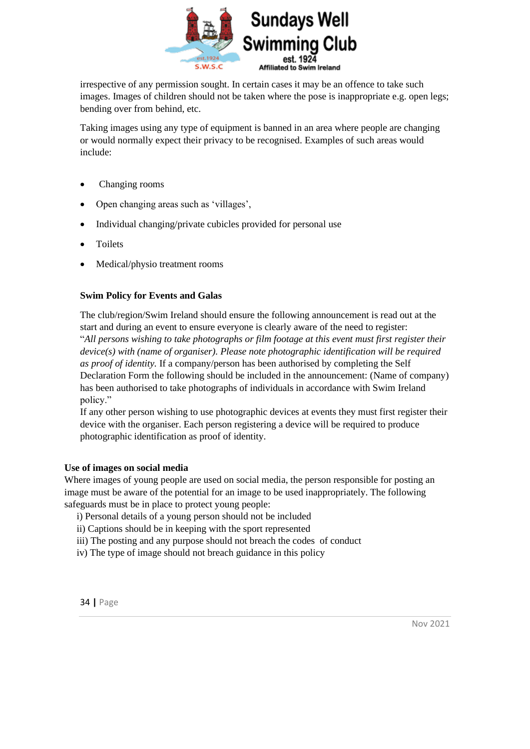irrespective of any permission sought. In certain cases it may be an offence to take such images. Images of children should not be taken where the pose is inappropriate e.g. open legs; bending over from behind, etc.

Taking images using any type of equipment is banned in an area where people are changing or would normally expect their privacy to be recognised. Examples of such areas would include:

- Changing rooms
- Open changing areas such as 'villages',
- Individual changing/private cubicles provided for personal use
- Toilets
- Medical/physio treatment rooms

**Swim Policy for Events and Galas**

The club/region/Swim Ireland should ensure the following announcement is read out at the start and during an event to ensure everyone is clearly aware of the need to register: "*All persons wishing to take photographs or film footage at this event must first register their device(s) with (name of organiser). Please note photographic identification will be required as proof of identity.* If a company/person has been authorised by completing the Self Declaration Form the following should be included in the announcement: (Name of company) has been authorised to take photographs of individuals in accordance with Swim Ireland policy."
If any other person wishing to use photographic devices at events they must first register their device with the organiser. Each person registering a device will be required to produce photographic identification as proof of identity.

**Use of images on social media**

Where images of young people are used on social media, the person responsible for posting an image must be aware of the potential for an image to be used inappropriately. The following safeguards must be in place to protect young people:

i) Personal details of a young person should not be included
ii) Captions should be in keeping with the sport represented
iii) The posting and any purpose should not breach the codes of conduct
iv) The type of image should not breach guidance in this policy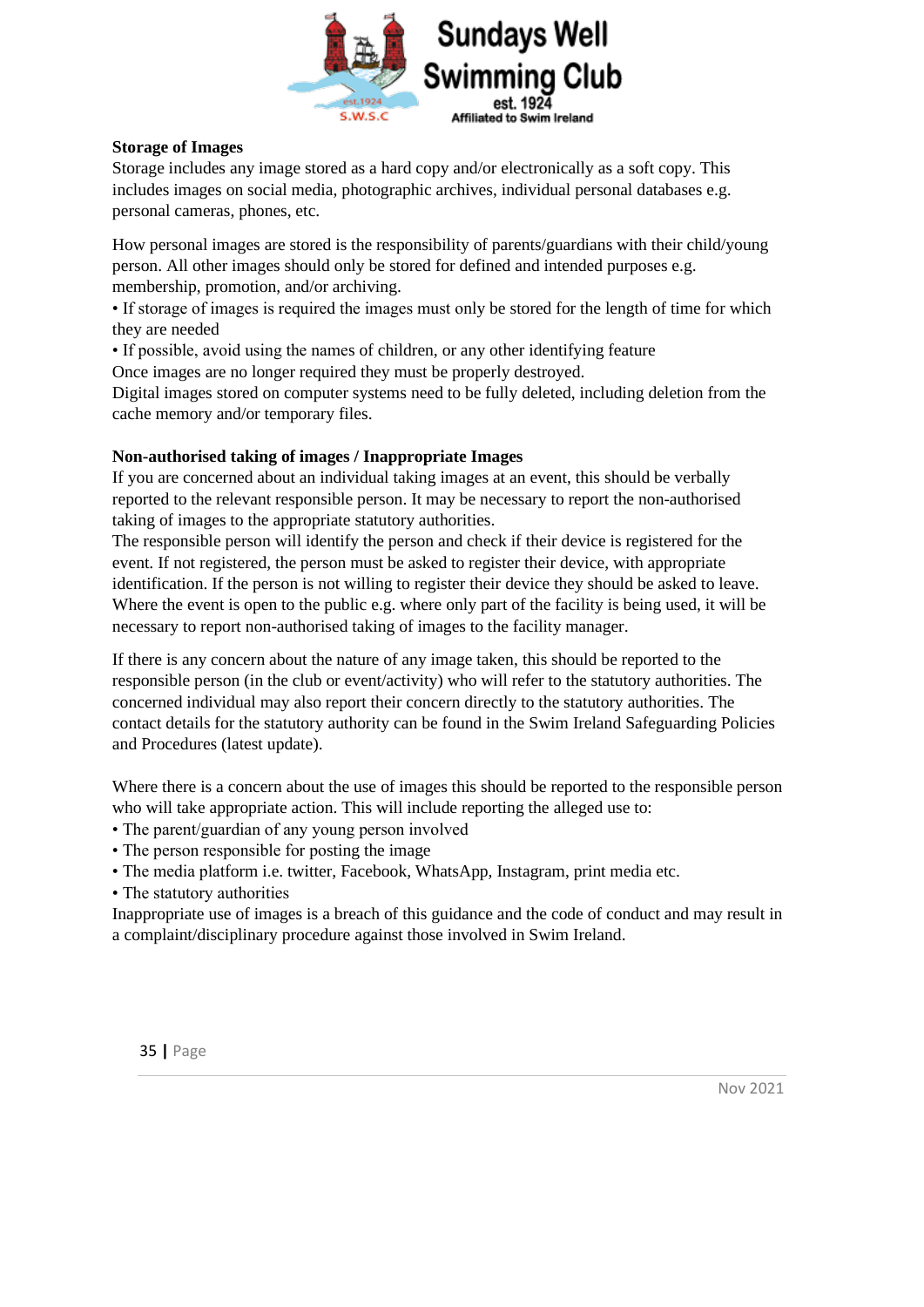**Storage of Images**

Storage includes any image stored as a hard copy and/or electronically as a soft copy. This includes images on social media, photographic archives, individual personal databases e.g. personal cameras, phones, etc.

How personal images are stored is the responsibility of parents/guardians with their child/young person. All other images should only be stored for defined and intended purposes e.g. membership, promotion, and/or archiving.

- If storage of images is required the images must only be stored for the length of time for which they are needed
- If possible, avoid using the names of children, or any other identifying feature

Once images are no longer required they must be properly destroyed.
Digital images stored on computer systems need to be fully deleted, including deletion from the cache memory and/or temporary files.

**Non-authorised taking of images / Inappropriate Images**

If you are concerned about an individual taking images at an event, this should be verbally reported to the relevant responsible person. It may be necessary to report the non-authorised taking of images to the appropriate statutory authorities.
The responsible person will identify the person and check if their device is registered for the event. If not registered, the person must be asked to register their device, with appropriate identification. If the person is not willing to register their device they should be asked to leave. Where the event is open to the public e.g. where only part of the facility is being used, it will be necessary to report non-authorised taking of images to the facility manager.

If there is any concern about the nature of any image taken, this should be reported to the responsible person (in the club or event/activity) who will refer to the statutory authorities. The concerned individual may also report their concern directly to the statutory authorities. The contact details for the statutory authority can be found in the Swim Ireland Safeguarding Policies and Procedures (latest update).

Where there is a concern about the use of images this should be reported to the responsible person who will take appropriate action. This will include reporting the alleged use to:

- The parent/guardian of any young person involved
- The person responsible for posting the image
- The media platform i.e. twitter, Facebook, WhatsApp, Instagram, print media etc.
- The statutory authorities

Inappropriate use of images is a breach of this guidance and the code of conduct and may result in a complaint/disciplinary procedure against those involved in Swim Ireland.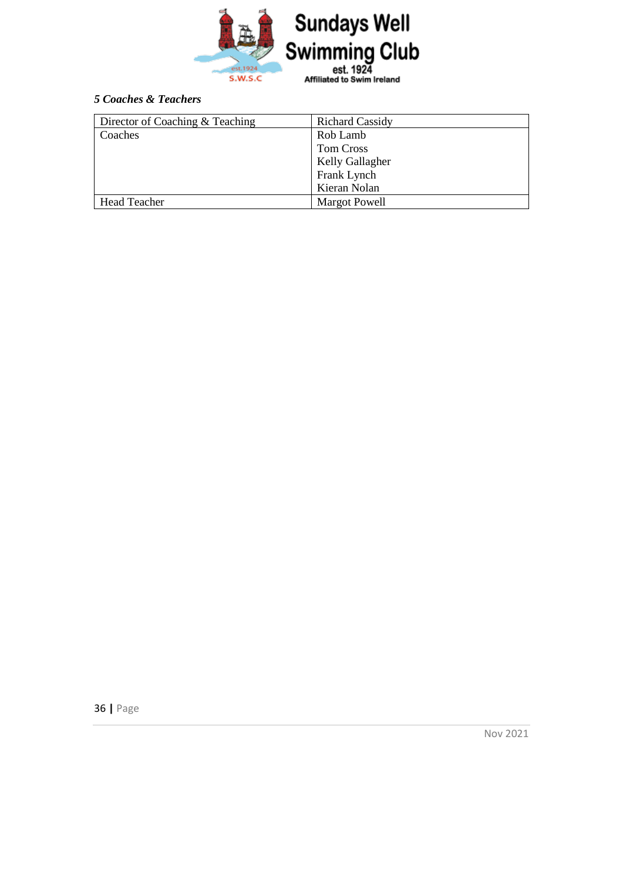*5 Coaches & Teachers*

| Director of Coaching & Teaching | Richard Cassidy |
|---|---|
| Coaches | Rob Lamb<br>Tom Cross<br>Kelly Gallagher<br>Frank Lynch<br>Kieran Nolan |
| Head Teacher | Margot Powell |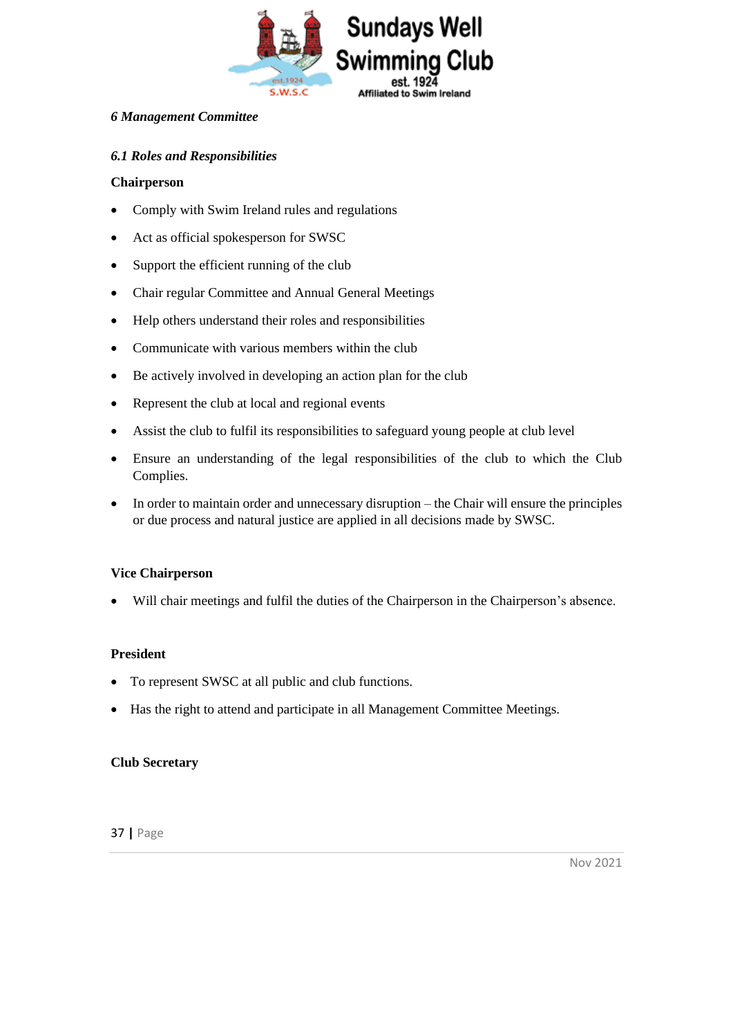## *6 Management Committee*

### *6.1 Roles and Responsibilities*

**Chairperson**

- Comply with Swim Ireland rules and regulations
- Act as official spokesperson for SWSC
- Support the efficient running of the club
- Chair regular Committee and Annual General Meetings
- Help others understand their roles and responsibilities
- Communicate with various members within the club
- Be actively involved in developing an action plan for the club
- Represent the club at local and regional events
- Assist the club to fulfil its responsibilities to safeguard young people at club level
- Ensure an understanding of the legal responsibilities of the club to which the Club Complies.
- In order to maintain order and unnecessary disruption – the Chair will ensure the principles or due process and natural justice are applied in all decisions made by SWSC.

**Vice Chairperson**

- Will chair meetings and fulfil the duties of the Chairperson in the Chairperson's absence.

**President**

- To represent SWSC at all public and club functions.
- Has the right to attend and participate in all Management Committee Meetings.

**Club Secretary**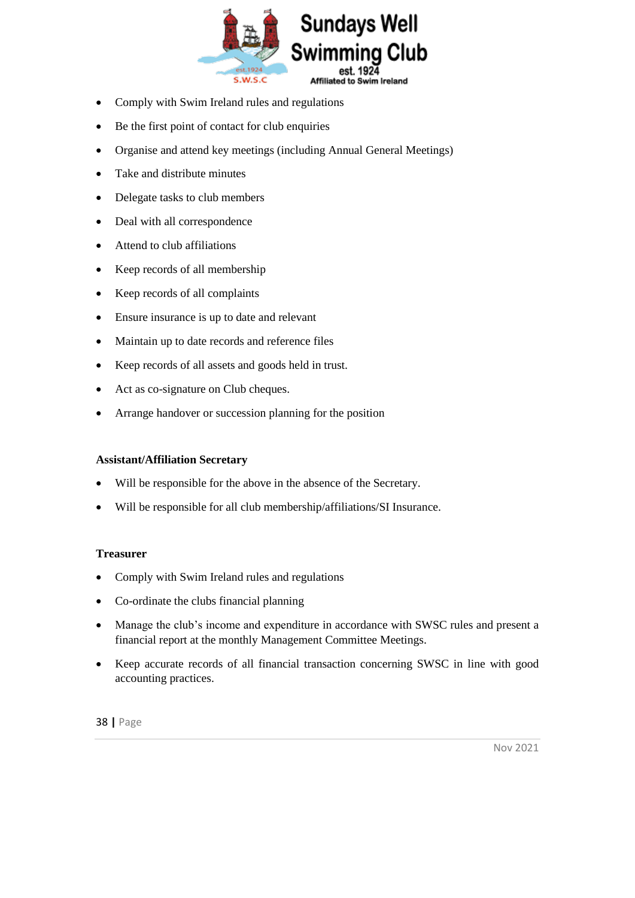- Comply with Swim Ireland rules and regulations
- Be the first point of contact for club enquiries
- Organise and attend key meetings (including Annual General Meetings)
- Take and distribute minutes
- Delegate tasks to club members
- Deal with all correspondence
- Attend to club affiliations
- Keep records of all membership
- Keep records of all complaints
- Ensure insurance is up to date and relevant
- Maintain up to date records and reference files
- Keep records of all assets and goods held in trust.
- Act as co-signature on Club cheques.
- Arrange handover or succession planning for the position

**Assistant/Affiliation Secretary**

- Will be responsible for the above in the absence of the Secretary.
- Will be responsible for all club membership/affiliations/SI Insurance.

**Treasurer**

- Comply with Swim Ireland rules and regulations
- Co-ordinate the clubs financial planning
- Manage the club's income and expenditure in accordance with SWSC rules and present a financial report at the monthly Management Committee Meetings.
- Keep accurate records of all financial transaction concerning SWSC in line with good accounting practices.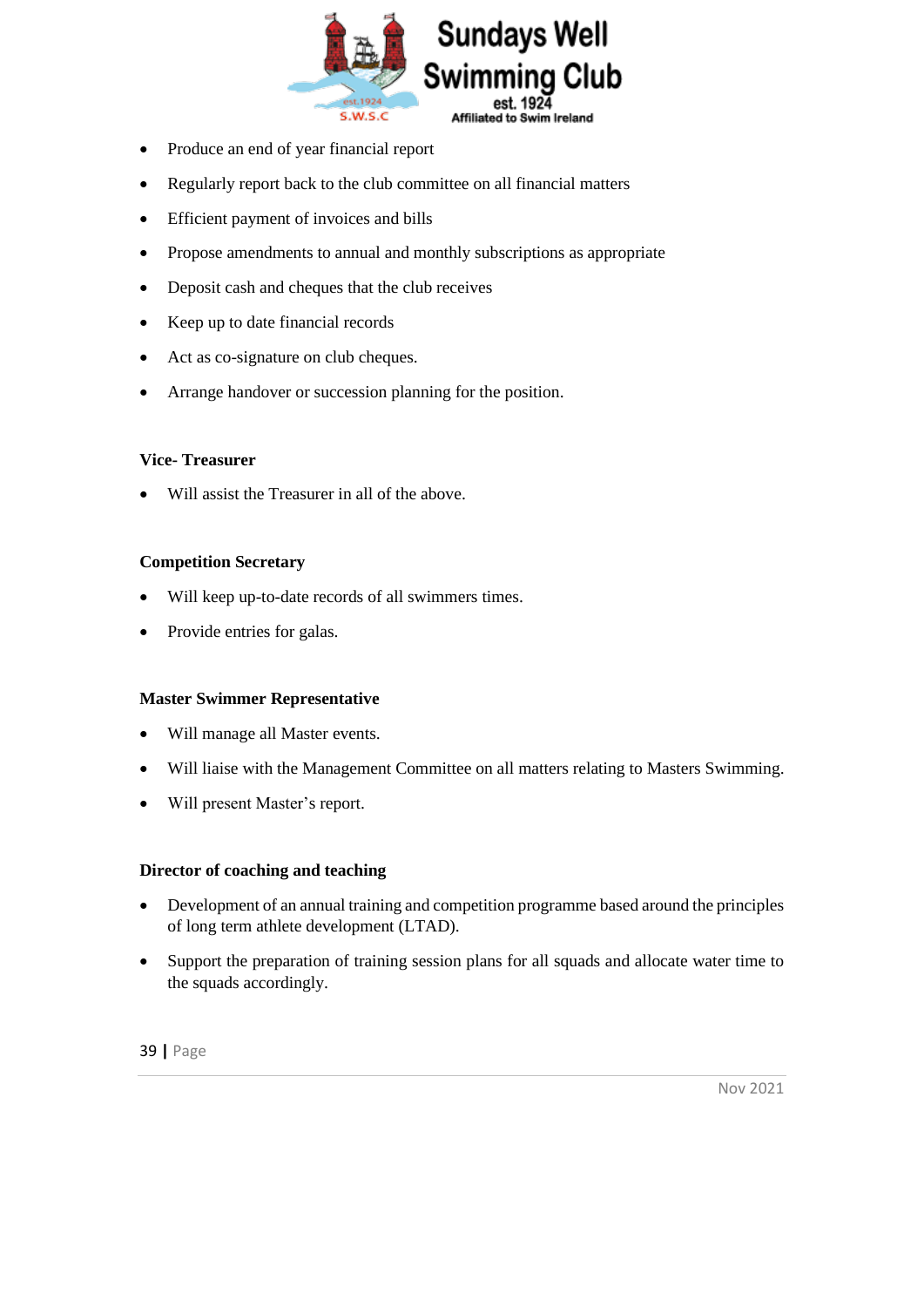- Produce an end of year financial report
- Regularly report back to the club committee on all financial matters
- Efficient payment of invoices and bills
- Propose amendments to annual and monthly subscriptions as appropriate
- Deposit cash and cheques that the club receives
- Keep up to date financial records
- Act as co-signature on club cheques.
- Arrange handover or succession planning for the position.

**Vice- Treasurer**

- Will assist the Treasurer in all of the above.

**Competition Secretary**

- Will keep up-to-date records of all swimmers times.
- Provide entries for galas.

**Master Swimmer Representative**

- Will manage all Master events.
- Will liaise with the Management Committee on all matters relating to Masters Swimming.
- Will present Master's report.

**Director of coaching and teaching**

- Development of an annual training and competition programme based around the principles of long term athlete development (LTAD).
- Support the preparation of training session plans for all squads and allocate water time to the squads accordingly.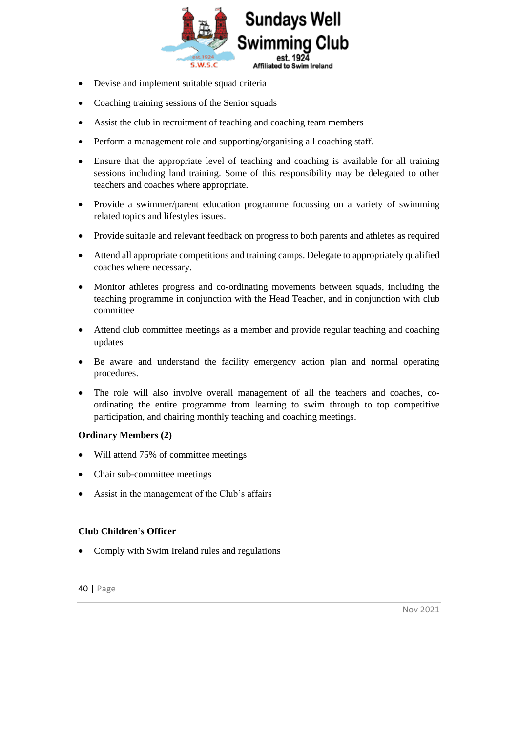- Devise and implement suitable squad criteria
- Coaching training sessions of the Senior squads
- Assist the club in recruitment of teaching and coaching team members
- Perform a management role and supporting/organising all coaching staff.
- Ensure that the appropriate level of teaching and coaching is available for all training sessions including land training. Some of this responsibility may be delegated to other teachers and coaches where appropriate.
- Provide a swimmer/parent education programme focussing on a variety of swimming related topics and lifestyles issues.
- Provide suitable and relevant feedback on progress to both parents and athletes as required
- Attend all appropriate competitions and training camps. Delegate to appropriately qualified coaches where necessary.
- Monitor athletes progress and co-ordinating movements between squads, including the teaching programme in conjunction with the Head Teacher, and in conjunction with club committee
- Attend club committee meetings as a member and provide regular teaching and coaching updates
- Be aware and understand the facility emergency action plan and normal operating procedures.
- The role will also involve overall management of all the teachers and coaches, co-ordinating the entire programme from learning to swim through to top competitive participation, and chairing monthly teaching and coaching meetings.

**Ordinary Members (2)**

- Will attend 75% of committee meetings
- Chair sub-committee meetings
- Assist in the management of the Club's affairs

**Club Children's Officer**

- Comply with Swim Ireland rules and regulations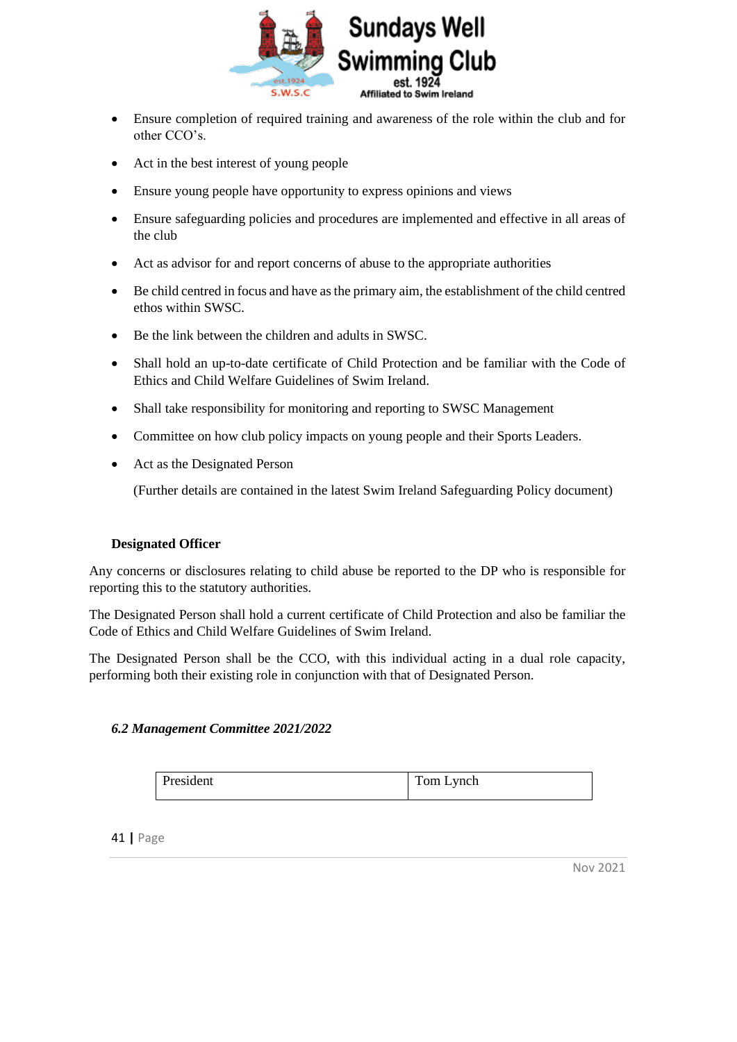- Ensure completion of required training and awareness of the role within the club and for other CCO's.
- Act in the best interest of young people
- Ensure young people have opportunity to express opinions and views
- Ensure safeguarding policies and procedures are implemented and effective in all areas of the club
- Act as advisor for and report concerns of abuse to the appropriate authorities
- Be child centred in focus and have as the primary aim, the establishment of the child centred ethos within SWSC.
- Be the link between the children and adults in SWSC.
- Shall hold an up-to-date certificate of Child Protection and be familiar with the Code of Ethics and Child Welfare Guidelines of Swim Ireland.
- Shall take responsibility for monitoring and reporting to SWSC Management
- Committee on how club policy impacts on young people and their Sports Leaders.
- Act as the Designated Person

  (Further details are contained in the latest Swim Ireland Safeguarding Policy document)

**Designated Officer**

Any concerns or disclosures relating to child abuse be reported to the DP who is responsible for reporting this to the statutory authorities.

The Designated Person shall hold a current certificate of Child Protection and also be familiar the Code of Ethics and Child Welfare Guidelines of Swim Ireland.

The Designated Person shall be the CCO, with this individual acting in a dual role capacity, performing both their existing role in conjunction with that of Designated Person.

***6.2 Management Committee 2021/2022***

| President | Tom Lynch |
|---|---|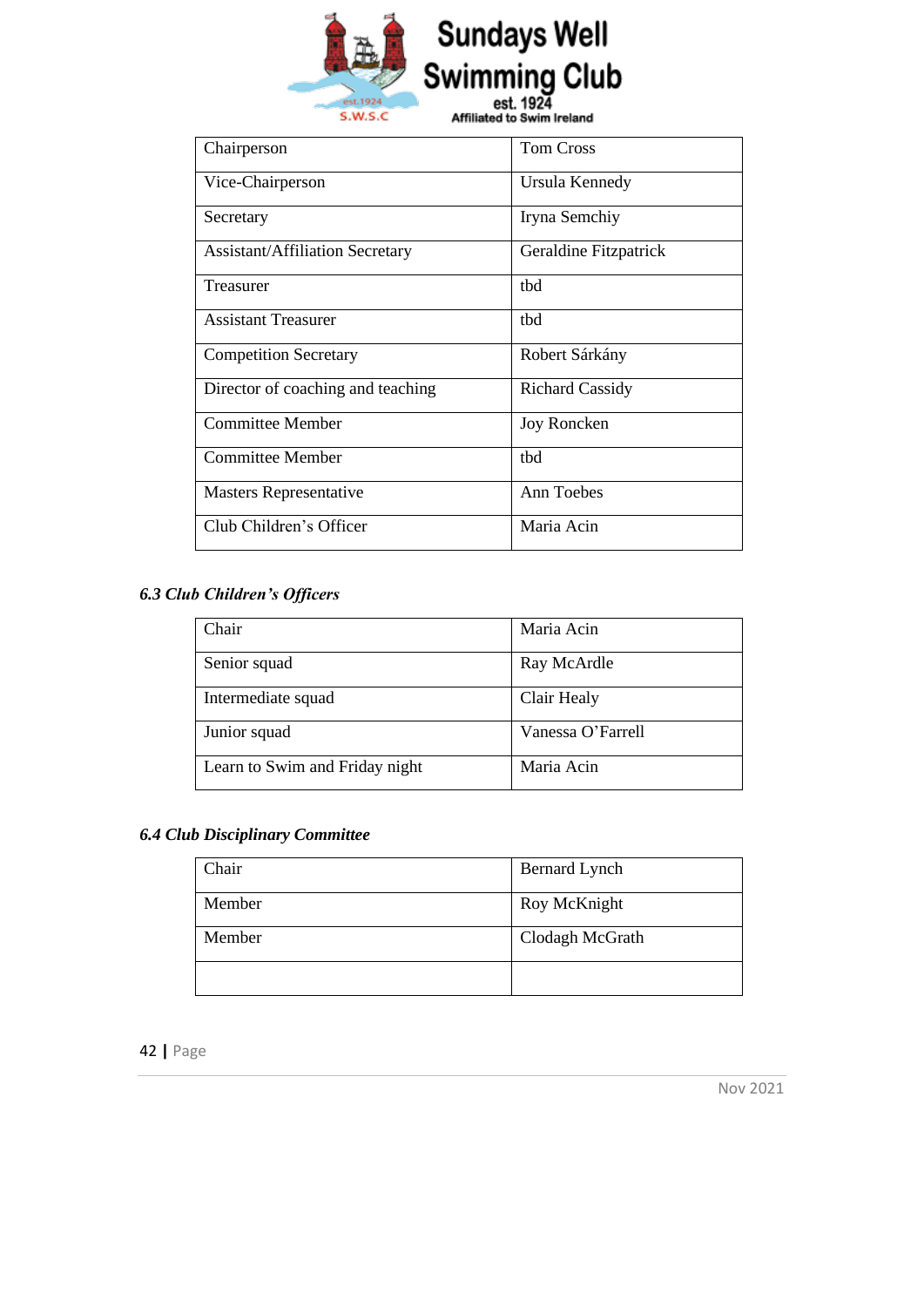| Chairperson | Tom Cross |
|---|---|
| Vice-Chairperson | Ursula Kennedy |
| Secretary | Iryna Semchiy |
| Assistant/Affiliation Secretary | Geraldine Fitzpatrick |
| Treasurer | tbd |
| Assistant Treasurer | tbd |
| Competition Secretary | Robert Sárkány |
| Director of coaching and teaching | Richard Cassidy |
| Committee Member | Joy Roncken |
| Committee Member | tbd |
| Masters Representative | Ann Toebes |
| Club Children's Officer | Maria Acin |

### *6.3 Club Children's Officers*

| Chair | Maria Acin |
|---|---|
| Senior squad | Ray McArdle |
| Intermediate squad | Clair Healy |
| Junior squad | Vanessa O'Farrell |
| Learn to Swim and Friday night | Maria Acin |

### *6.4 Club Disciplinary Committee*

| Chair | Bernard Lynch |
|---|---|
| Member | Roy McKnight |
| Member | Clodagh McGrath |
| | |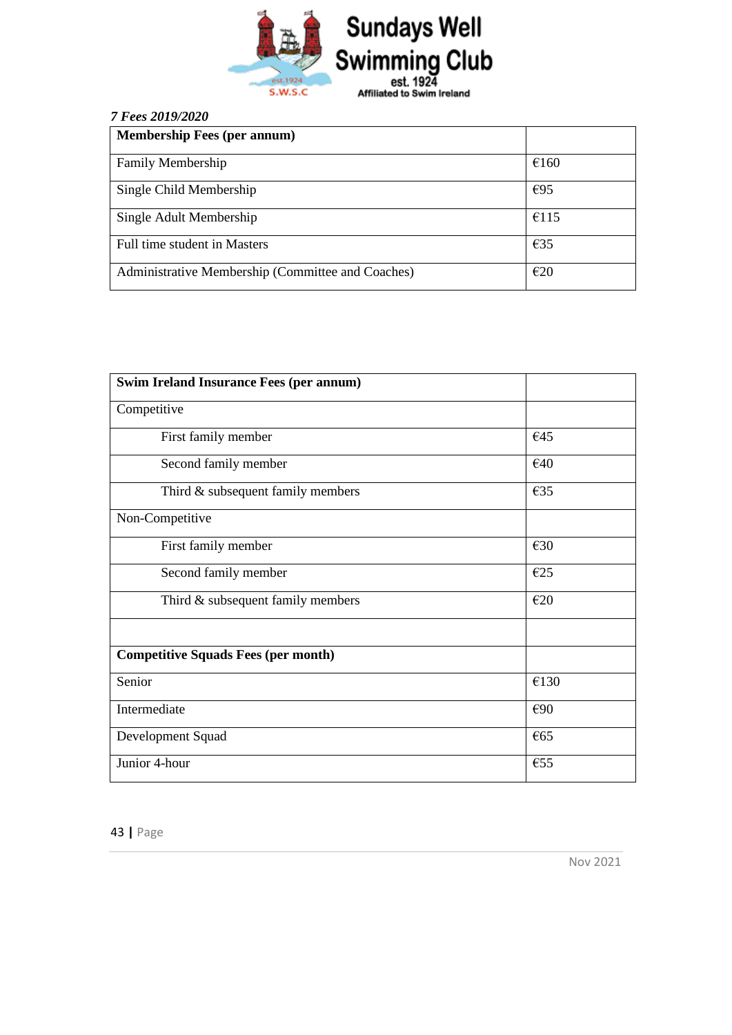*7 Fees 2019/2020*

| **Membership Fees (per annum)** | |
|---|---|
| Family Membership | €160 |
| Single Child Membership | €95 |
| Single Adult Membership | €115 |
| Full time student in Masters | €35 |
| Administrative Membership (Committee and Coaches) | €20 |

| **Swim Ireland Insurance Fees (per annum)** | |
|---|---|
| Competitive | |
| First family member | €45 |
| Second family member | €40 |
| Third & subsequent family members | €35 |
| Non-Competitive | |
| First family member | €30 |
| Second family member | €25 |
| Third & subsequent family members | €20 |
| | |
| **Competitive Squads Fees (per month)** | |
| Senior | €130 |
| Intermediate | €90 |
| Development Squad | €65 |
| Junior 4-hour | €55 |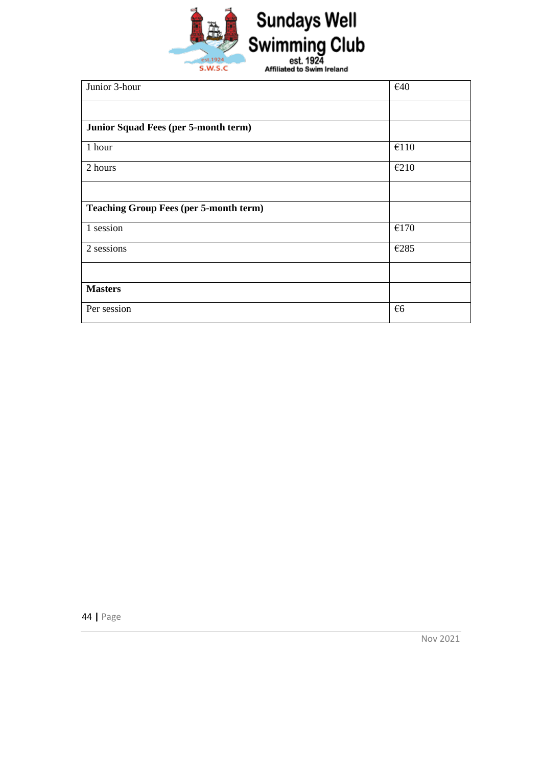| Junior 3-hour | €40 |
|---|---|
| | |
| **Junior Squad Fees (per 5-month term)** | |
| 1 hour | €110 |
| 2 hours | €210 |
| | |
| **Teaching Group Fees (per 5-month term)** | |
| 1 session | €170 |
| 2 sessions | €285 |
| | |
| **Masters** | |
| Per session | €6 |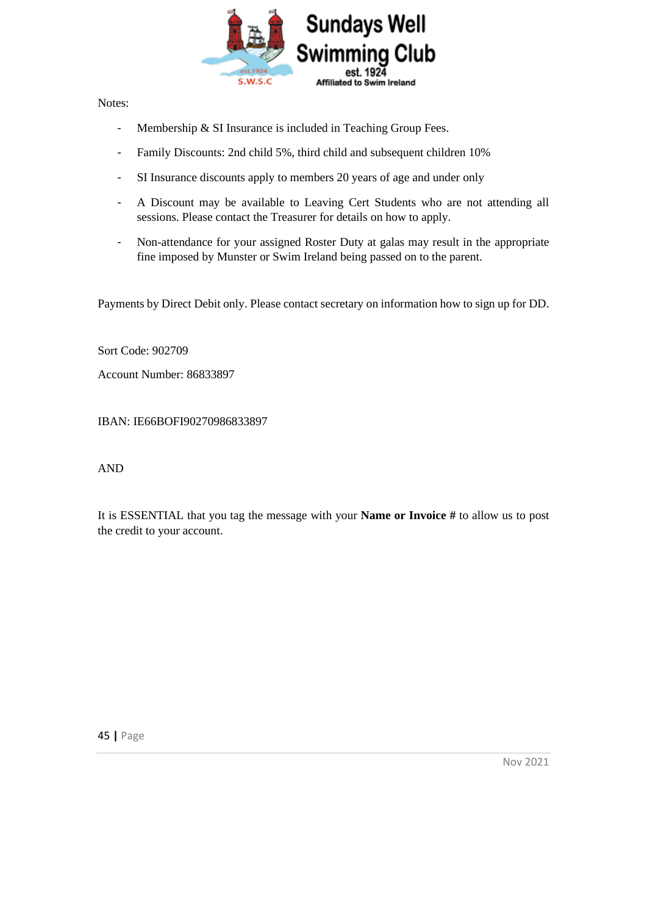Notes:

- Membership & SI Insurance is included in Teaching Group Fees.
- Family Discounts: 2nd child 5%, third child and subsequent children 10%
- SI Insurance discounts apply to members 20 years of age and under only
- A Discount may be available to Leaving Cert Students who are not attending all sessions. Please contact the Treasurer for details on how to apply.
- Non-attendance for your assigned Roster Duty at galas may result in the appropriate fine imposed by Munster or Swim Ireland being passed on to the parent.

Payments by Direct Debit only. Please contact secretary on information how to sign up for DD.

Sort Code: 902709

Account Number: 86833897

IBAN: IE66BOFI90270986833897

AND

It is ESSENTIAL that you tag the message with your **Name or Invoice #** to allow us to post the credit to your account.